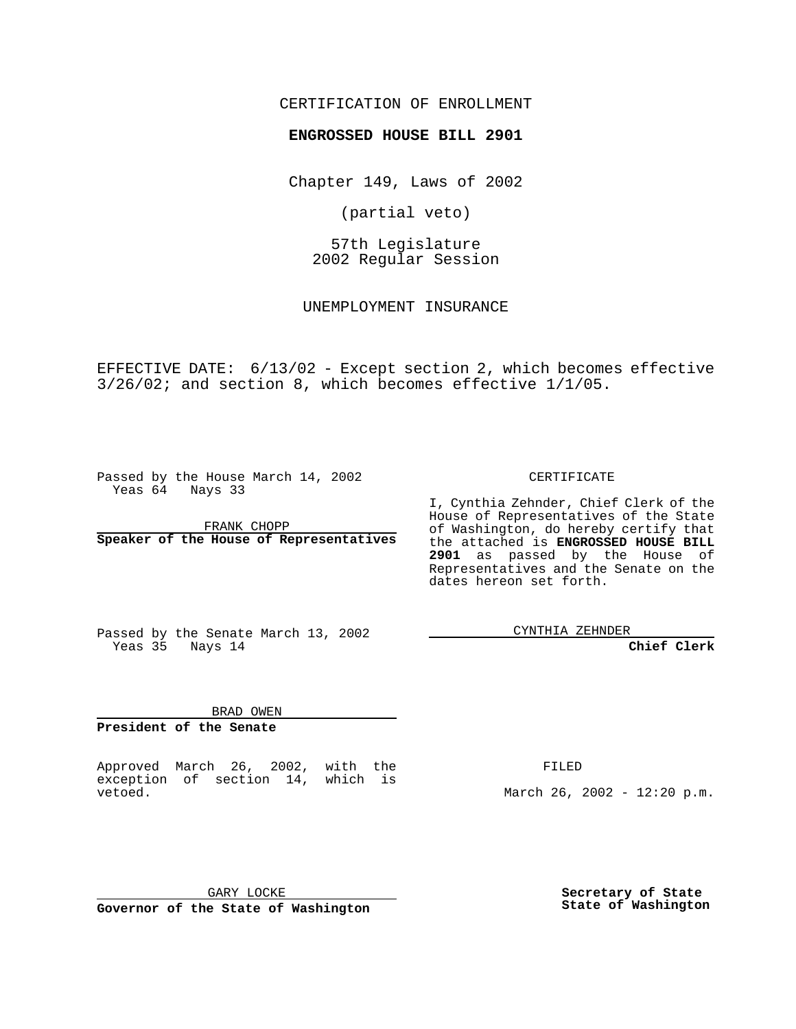CERTIFICATION OF ENROLLMENT

**ENGROSSED HOUSE BILL 2901**

Chapter 149, Laws of 2002

(partial veto)

57th Legislature
2002 Regular Session

UNEMPLOYMENT INSURANCE

EFFECTIVE DATE: 6/13/02 - Except section 2, which becomes effective 3/26/02; and section 8, which becomes effective 1/1/05.

Passed by the House March 14, 2002
Yeas 64 Nays 33

FRANK CHOPP
**Speaker of the House of Representatives**

Passed by the Senate March 13, 2002
Yeas 35 Nays 14

BRAD OWEN
**President of the Senate**

Approved March 26, 2002, with the exception of section 14, which is vetoed.

GARY LOCKE
**Governor of the State of Washington**

CERTIFICATE

I, Cynthia Zehnder, Chief Clerk of the House of Representatives of the State of Washington, do hereby certify that the attached is **ENGROSSED HOUSE BILL 2901** as passed by the House of Representatives and the Senate on the dates hereon set forth.

CYNTHIA ZEHNDER
**Chief Clerk**

FILED

March 26, 2002 - 12:20 p.m.

**Secretary of State**
**State of Washington**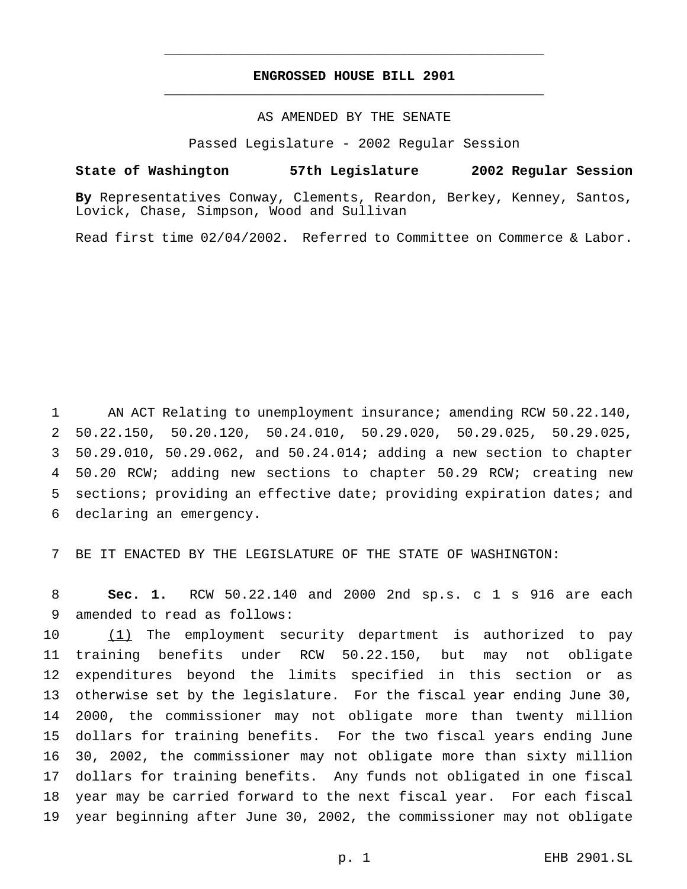# ENGROSSED HOUSE BILL 2901

AS AMENDED BY THE SENATE

Passed Legislature - 2002 Regular Session

**State of Washington 57th Legislature 2002 Regular Session**

**By** Representatives Conway, Clements, Reardon, Berkey, Kenney, Santos, Lovick, Chase, Simpson, Wood and Sullivan

Read first time 02/04/2002. Referred to Committee on Commerce & Labor.

AN ACT Relating to unemployment insurance; amending RCW 50.22.140, 50.22.150, 50.20.120, 50.24.010, 50.29.020, 50.29.025, 50.29.025, 50.29.010, 50.29.062, and 50.24.014; adding a new section to chapter 50.20 RCW; adding new sections to chapter 50.29 RCW; creating new sections; providing an effective date; providing expiration dates; and declaring an emergency.

BE IT ENACTED BY THE LEGISLATURE OF THE STATE OF WASHINGTON:

**Sec. 1.** RCW 50.22.140 and 2000 2nd sp.s. c 1 s 916 are each amended to read as follows:

(1) The employment security department is authorized to pay training benefits under RCW 50.22.150, but may not obligate expenditures beyond the limits specified in this section or as otherwise set by the legislature. For the fiscal year ending June 30, 2000, the commissioner may not obligate more than twenty million dollars for training benefits. For the two fiscal years ending June 30, 2002, the commissioner may not obligate more than sixty million dollars for training benefits. Any funds not obligated in one fiscal year may be carried forward to the next fiscal year. For each fiscal year beginning after June 30, 2002, the commissioner may not obligate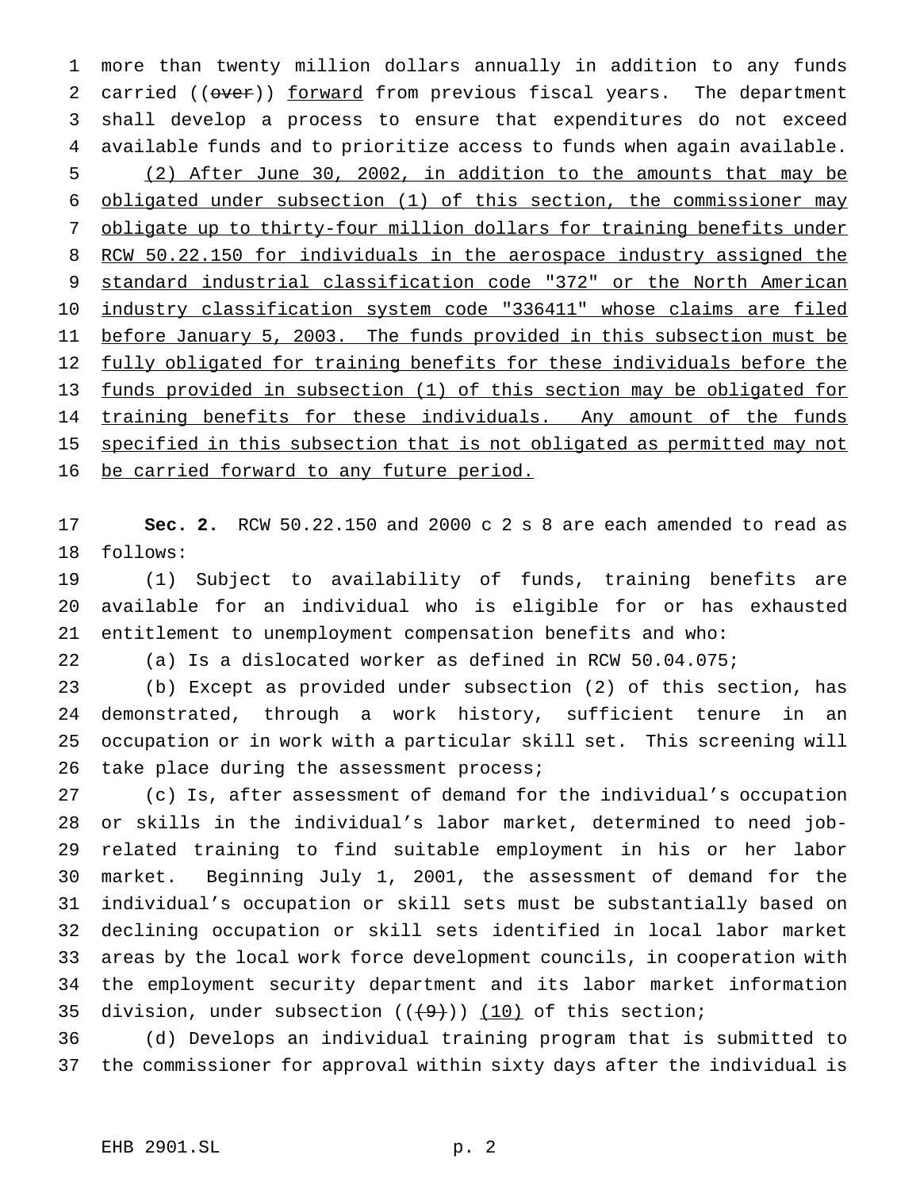more than twenty million dollars annually in addition to any funds carried ((~~over~~)) forward from previous fiscal years. The department shall develop a process to ensure that expenditures do not exceed available funds and to prioritize access to funds when again available.

(2) After June 30, 2002, in addition to the amounts that may be obligated under subsection (1) of this section, the commissioner may obligate up to thirty-four million dollars for training benefits under RCW 50.22.150 for individuals in the aerospace industry assigned the standard industrial classification code "372" or the North American industry classification system code "336411" whose claims are filed before January 5, 2003. The funds provided in this subsection must be fully obligated for training benefits for these individuals before the funds provided in subsection (1) of this section may be obligated for training benefits for these individuals. Any amount of the funds specified in this subsection that is not obligated as permitted may not be carried forward to any future period.

**Sec. 2.** RCW 50.22.150 and 2000 c 2 s 8 are each amended to read as follows:

(1) Subject to availability of funds, training benefits are available for an individual who is eligible for or has exhausted entitlement to unemployment compensation benefits and who:

(a) Is a dislocated worker as defined in RCW 50.04.075;

(b) Except as provided under subsection (2) of this section, has demonstrated, through a work history, sufficient tenure in an occupation or in work with a particular skill set. This screening will take place during the assessment process;

(c) Is, after assessment of demand for the individual's occupation or skills in the individual's labor market, determined to need job-related training to find suitable employment in his or her labor market. Beginning July 1, 2001, the assessment of demand for the individual's occupation or skill sets must be substantially based on declining occupation or skill sets identified in local labor market areas by the local work force development councils, in cooperation with the employment security department and its labor market information division, under subsection ((~~(9)~~)) (10) of this section;

(d) Develops an individual training program that is submitted to the commissioner for approval within sixty days after the individual is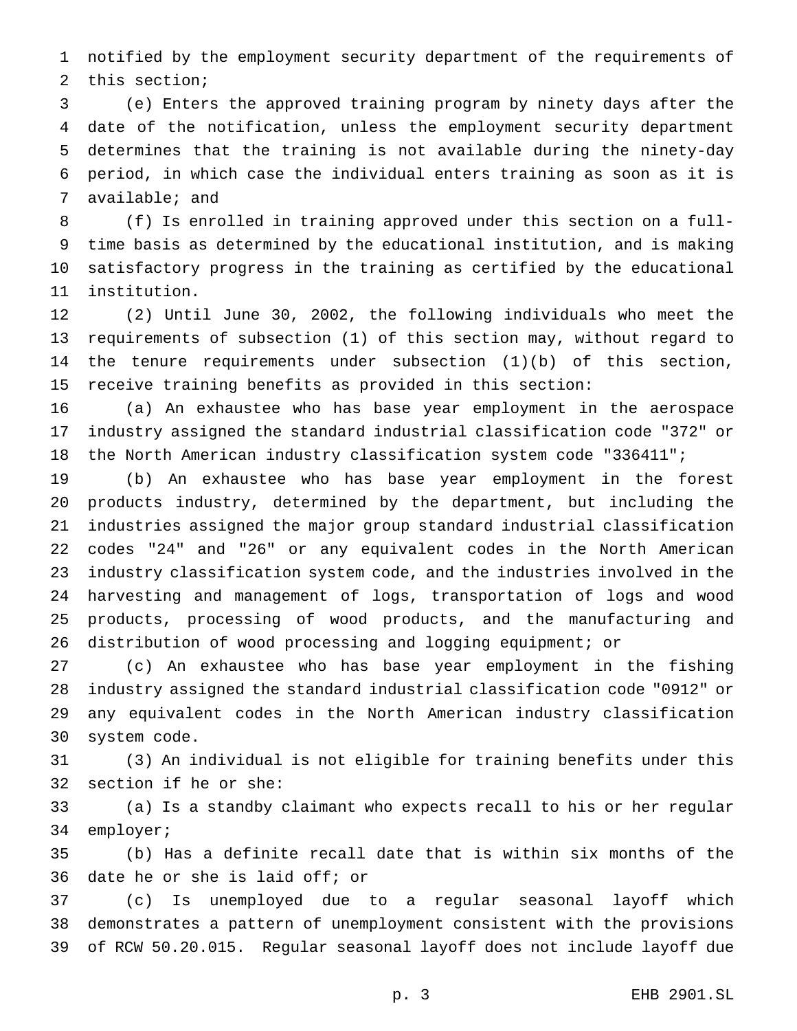notified by the employment security department of the requirements of this section;

(e) Enters the approved training program by ninety days after the date of the notification, unless the employment security department determines that the training is not available during the ninety-day period, in which case the individual enters training as soon as it is available; and

(f) Is enrolled in training approved under this section on a full-time basis as determined by the educational institution, and is making satisfactory progress in the training as certified by the educational institution.

(2) Until June 30, 2002, the following individuals who meet the requirements of subsection (1) of this section may, without regard to the tenure requirements under subsection (1)(b) of this section, receive training benefits as provided in this section:

(a) An exhaustee who has base year employment in the aerospace industry assigned the standard industrial classification code "372" or the North American industry classification system code "336411";

(b) An exhaustee who has base year employment in the forest products industry, determined by the department, but including the industries assigned the major group standard industrial classification codes "24" and "26" or any equivalent codes in the North American industry classification system code, and the industries involved in the harvesting and management of logs, transportation of logs and wood products, processing of wood products, and the manufacturing and distribution of wood processing and logging equipment; or

(c) An exhaustee who has base year employment in the fishing industry assigned the standard industrial classification code "0912" or any equivalent codes in the North American industry classification system code.

(3) An individual is not eligible for training benefits under this section if he or she:

(a) Is a standby claimant who expects recall to his or her regular employer;

(b) Has a definite recall date that is within six months of the date he or she is laid off; or

(c) Is unemployed due to a regular seasonal layoff which demonstrates a pattern of unemployment consistent with the provisions of RCW 50.20.015. Regular seasonal layoff does not include layoff due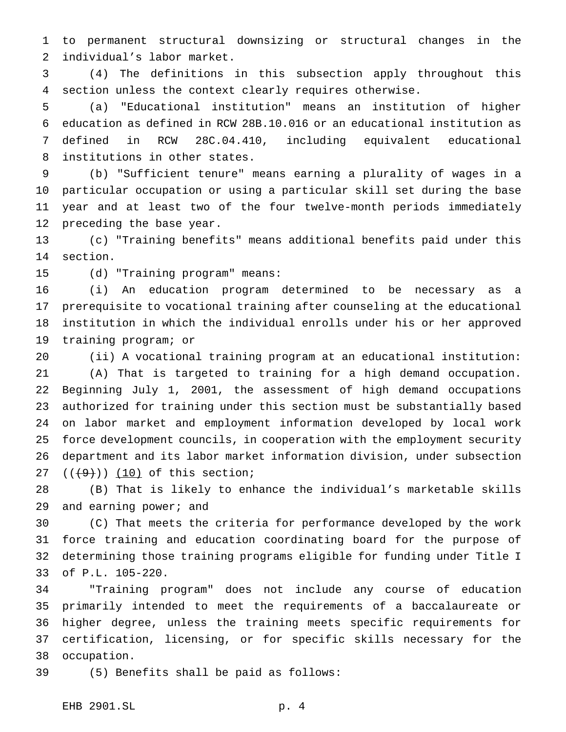to permanent structural downsizing or structural changes in the individual's labor market.

(4) The definitions in this subsection apply throughout this section unless the context clearly requires otherwise.

(a) "Educational institution" means an institution of higher education as defined in RCW 28B.10.016 or an educational institution as defined in RCW 28C.04.410, including equivalent educational institutions in other states.

(b) "Sufficient tenure" means earning a plurality of wages in a particular occupation or using a particular skill set during the base year and at least two of the four twelve-month periods immediately preceding the base year.

(c) "Training benefits" means additional benefits paid under this section.

(d) "Training program" means:

(i) An education program determined to be necessary as a prerequisite to vocational training after counseling at the educational institution in which the individual enrolls under his or her approved training program; or

(ii) A vocational training program at an educational institution:

(A) That is targeted to training for a high demand occupation. Beginning July 1, 2001, the assessment of high demand occupations authorized for training under this section must be substantially based on labor market and employment information developed by local work force development councils, in cooperation with the employment security department and its labor market information division, under subsection ((~~(9)~~)) <u>(10)</u> of this section;

(B) That is likely to enhance the individual's marketable skills and earning power; and

(C) That meets the criteria for performance developed by the work force training and education coordinating board for the purpose of determining those training programs eligible for funding under Title I of P.L. 105-220.

"Training program" does not include any course of education primarily intended to meet the requirements of a baccalaureate or higher degree, unless the training meets specific requirements for certification, licensing, or for specific skills necessary for the occupation.

(5) Benefits shall be paid as follows: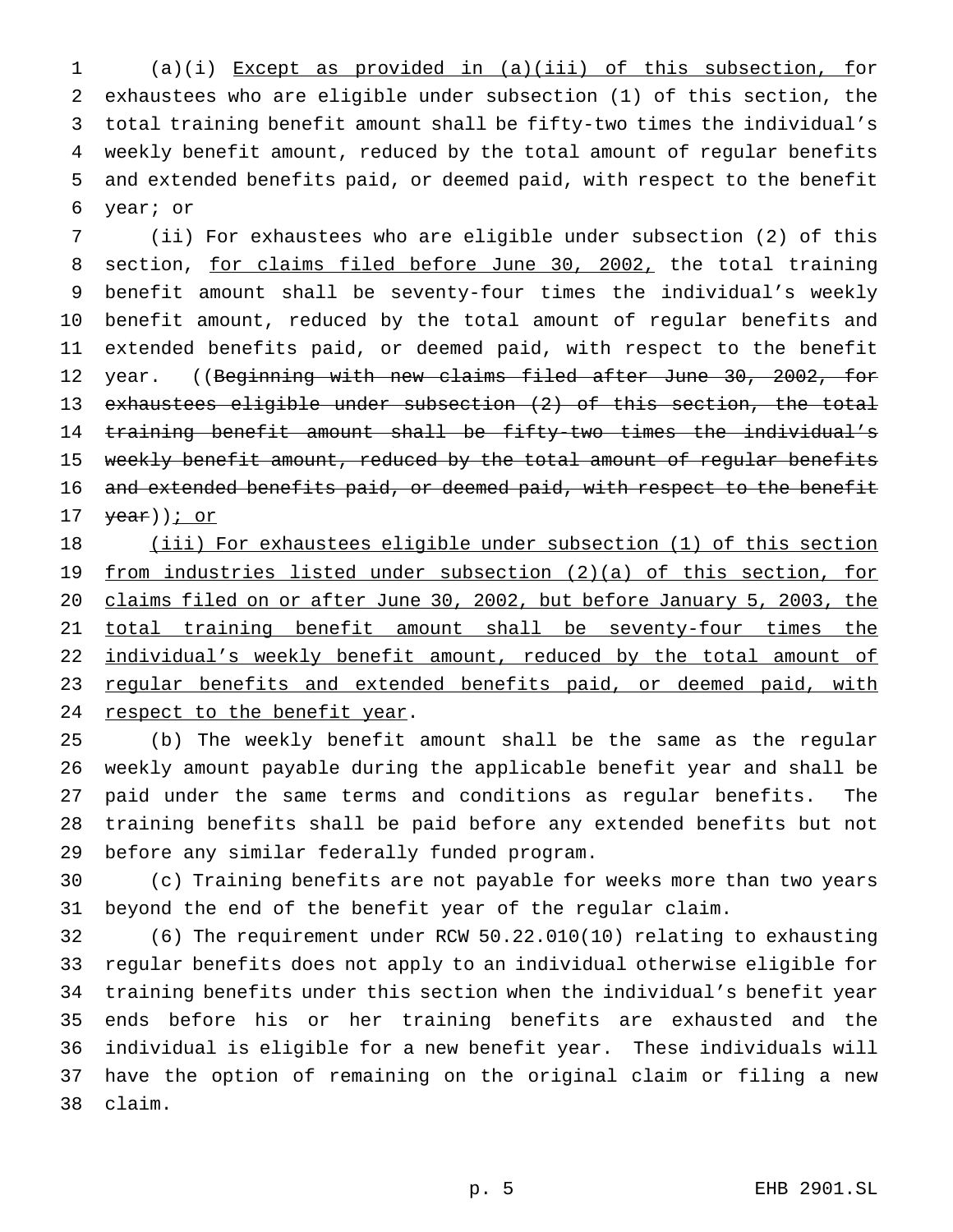(a)(i) Except as provided in (a)(iii) of this subsection, for exhaustees who are eligible under subsection (1) of this section, the total training benefit amount shall be fifty-two times the individual's weekly benefit amount, reduced by the total amount of regular benefits and extended benefits paid, or deemed paid, with respect to the benefit year; or

(ii) For exhaustees who are eligible under subsection (2) of this section, for claims filed before June 30, 2002, the total training benefit amount shall be seventy-four times the individual's weekly benefit amount, reduced by the total amount of regular benefits and extended benefits paid, or deemed paid, with respect to the benefit year. ((~~Beginning with new claims filed after June 30, 2002, for exhaustees eligible under subsection (2) of this section, the total training benefit amount shall be fifty-two times the individual's weekly benefit amount, reduced by the total amount of regular benefits and extended benefits paid, or deemed paid, with respect to the benefit year~~)); or

(iii) For exhaustees eligible under subsection (1) of this section from industries listed under subsection (2)(a) of this section, for claims filed on or after June 30, 2002, but before January 5, 2003, the total training benefit amount shall be seventy-four times the individual's weekly benefit amount, reduced by the total amount of regular benefits and extended benefits paid, or deemed paid, with respect to the benefit year.

(b) The weekly benefit amount shall be the same as the regular weekly amount payable during the applicable benefit year and shall be paid under the same terms and conditions as regular benefits. The training benefits shall be paid before any extended benefits but not before any similar federally funded program.

(c) Training benefits are not payable for weeks more than two years beyond the end of the benefit year of the regular claim.

(6) The requirement under RCW 50.22.010(10) relating to exhausting regular benefits does not apply to an individual otherwise eligible for training benefits under this section when the individual's benefit year ends before his or her training benefits are exhausted and the individual is eligible for a new benefit year. These individuals will have the option of remaining on the original claim or filing a new claim.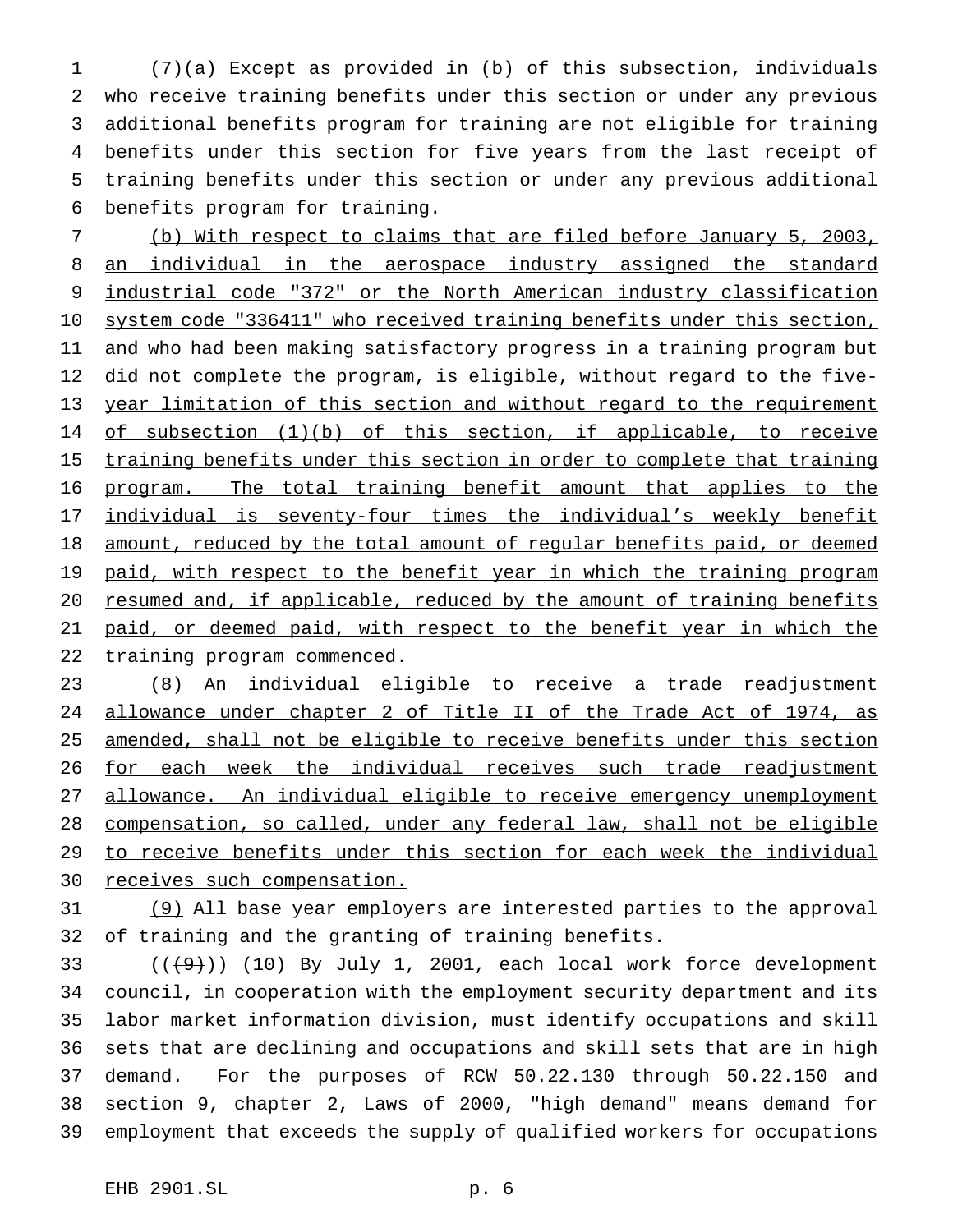(7)(a) Except as provided in (b) of this subsection, individuals who receive training benefits under this section or under any previous additional benefits program for training are not eligible for training benefits under this section for five years from the last receipt of training benefits under this section or under any previous additional benefits program for training.

(b) With respect to claims that are filed before January 5, 2003, an individual in the aerospace industry assigned the standard industrial code "372" or the North American industry classification system code "336411" who received training benefits under this section, and who had been making satisfactory progress in a training program but did not complete the program, is eligible, without regard to the five-year limitation of this section and without regard to the requirement of subsection (1)(b) of this section, if applicable, to receive training benefits under this section in order to complete that training program. The total training benefit amount that applies to the individual is seventy-four times the individual's weekly benefit amount, reduced by the total amount of regular benefits paid, or deemed paid, with respect to the benefit year in which the training program resumed and, if applicable, reduced by the amount of training benefits paid, or deemed paid, with respect to the benefit year in which the training program commenced.

(8) An individual eligible to receive a trade readjustment allowance under chapter 2 of Title II of the Trade Act of 1974, as amended, shall not be eligible to receive benefits under this section for each week the individual receives such trade readjustment allowance. An individual eligible to receive emergency unemployment compensation, so called, under any federal law, shall not be eligible to receive benefits under this section for each week the individual receives such compensation.

(9) All base year employers are interested parties to the approval of training and the granting of training benefits.

((~~(9)~~)) (10) By July 1, 2001, each local work force development council, in cooperation with the employment security department and its labor market information division, must identify occupations and skill sets that are declining and occupations and skill sets that are in high demand. For the purposes of RCW 50.22.130 through 50.22.150 and section 9, chapter 2, Laws of 2000, "high demand" means demand for employment that exceeds the supply of qualified workers for occupations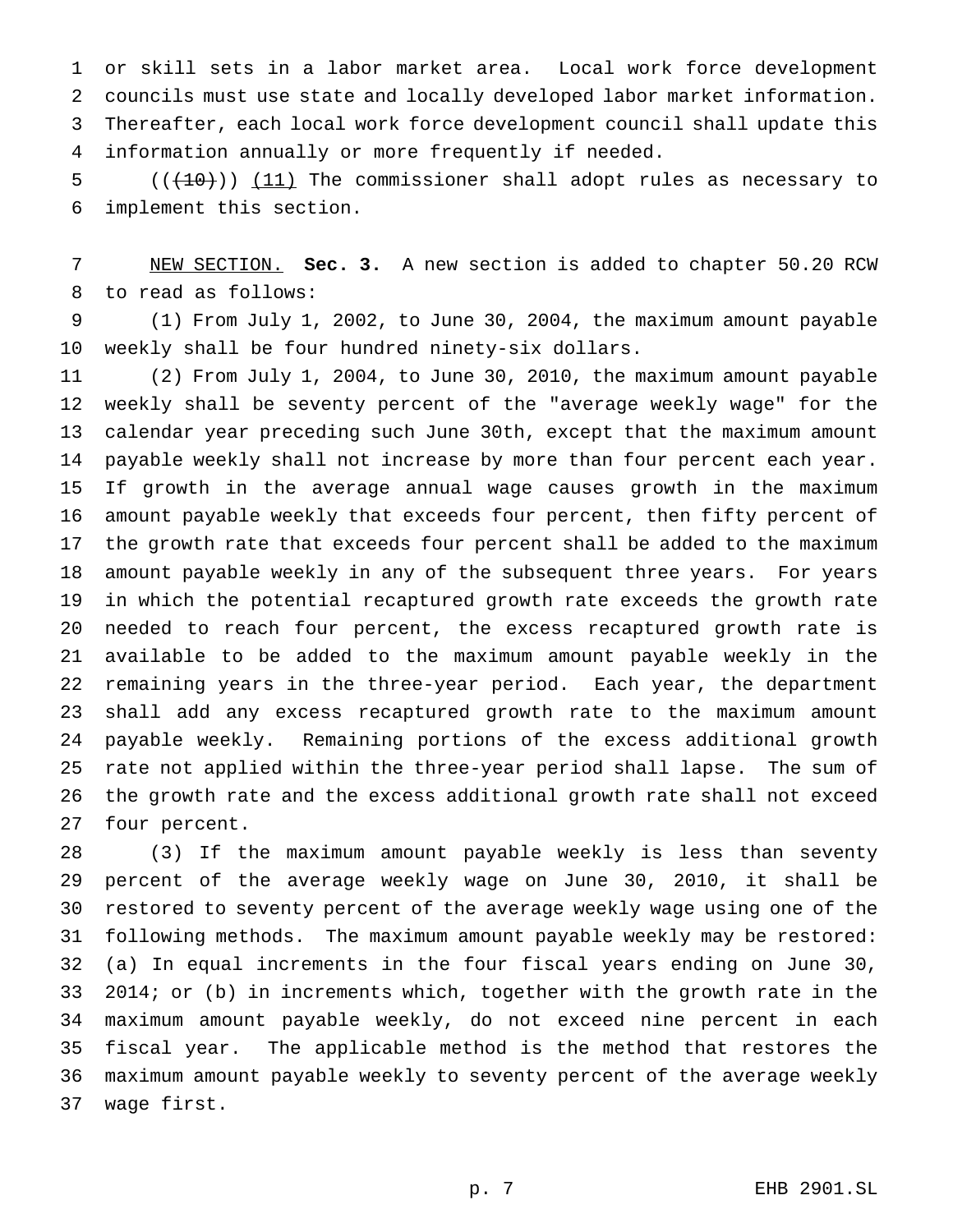or skill sets in a labor market area. Local work force development councils must use state and locally developed labor market information. Thereafter, each local work force development council shall update this information annually or more frequently if needed.

(((10))) (11) The commissioner shall adopt rules as necessary to implement this section.

NEW SECTION. **Sec. 3.** A new section is added to chapter 50.20 RCW to read as follows:

(1) From July 1, 2002, to June 30, 2004, the maximum amount payable weekly shall be four hundred ninety-six dollars.

(2) From July 1, 2004, to June 30, 2010, the maximum amount payable weekly shall be seventy percent of the "average weekly wage" for the calendar year preceding such June 30th, except that the maximum amount payable weekly shall not increase by more than four percent each year. If growth in the average annual wage causes growth in the maximum amount payable weekly that exceeds four percent, then fifty percent of the growth rate that exceeds four percent shall be added to the maximum amount payable weekly in any of the subsequent three years. For years in which the potential recaptured growth rate exceeds the growth rate needed to reach four percent, the excess recaptured growth rate is available to be added to the maximum amount payable weekly in the remaining years in the three-year period. Each year, the department shall add any excess recaptured growth rate to the maximum amount payable weekly. Remaining portions of the excess additional growth rate not applied within the three-year period shall lapse. The sum of the growth rate and the excess additional growth rate shall not exceed four percent.

(3) If the maximum amount payable weekly is less than seventy percent of the average weekly wage on June 30, 2010, it shall be restored to seventy percent of the average weekly wage using one of the following methods. The maximum amount payable weekly may be restored: (a) In equal increments in the four fiscal years ending on June 30, 2014; or (b) in increments which, together with the growth rate in the maximum amount payable weekly, do not exceed nine percent in each fiscal year. The applicable method is the method that restores the maximum amount payable weekly to seventy percent of the average weekly wage first.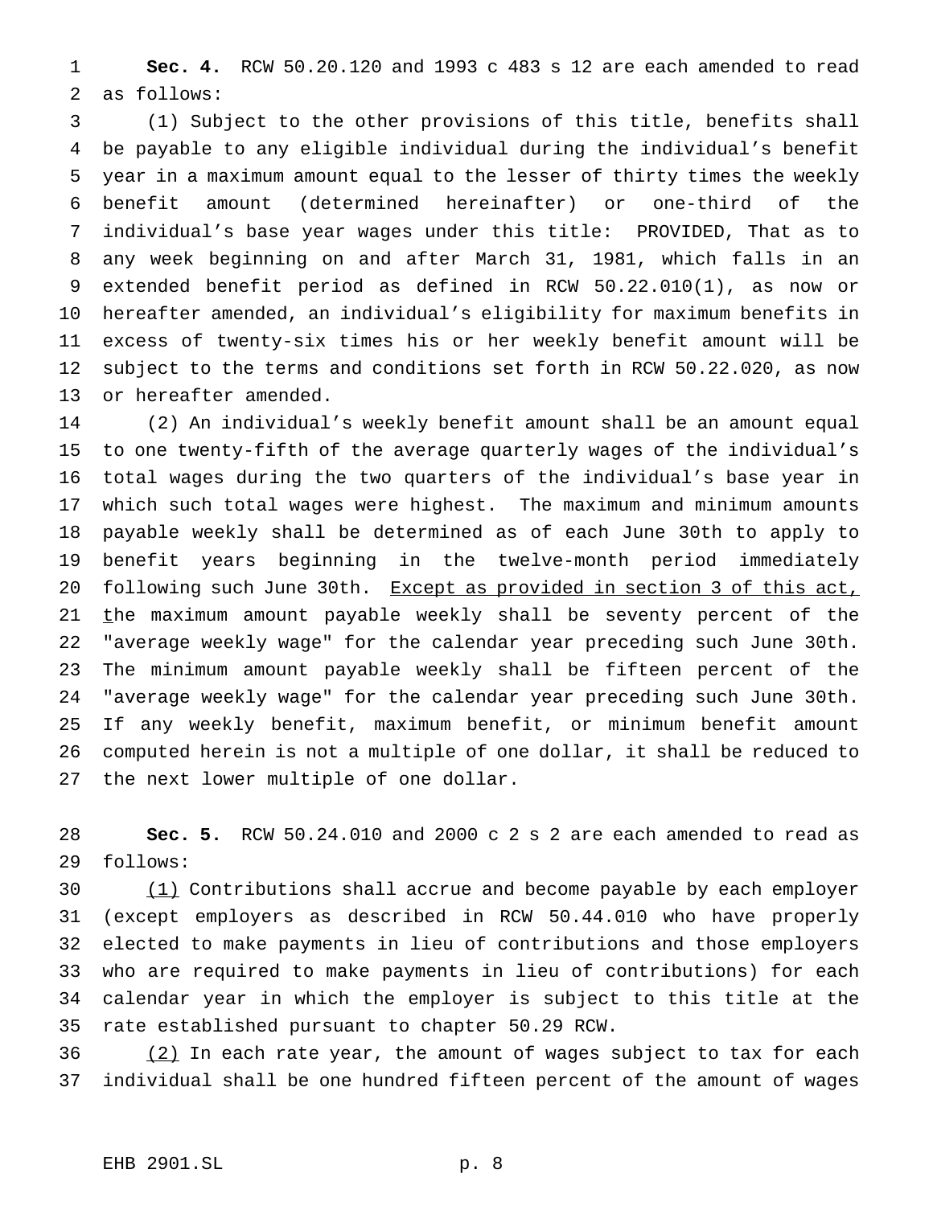**Sec. 4.** RCW 50.20.120 and 1993 c 483 s 12 are each amended to read as follows:

(1) Subject to the other provisions of this title, benefits shall be payable to any eligible individual during the individual's benefit year in a maximum amount equal to the lesser of thirty times the weekly benefit amount (determined hereinafter) or one-third of the individual's base year wages under this title: PROVIDED, That as to any week beginning on and after March 31, 1981, which falls in an extended benefit period as defined in RCW 50.22.010(1), as now or hereafter amended, an individual's eligibility for maximum benefits in excess of twenty-six times his or her weekly benefit amount will be subject to the terms and conditions set forth in RCW 50.22.020, as now or hereafter amended.

(2) An individual's weekly benefit amount shall be an amount equal to one twenty-fifth of the average quarterly wages of the individual's total wages during the two quarters of the individual's base year in which such total wages were highest. The maximum and minimum amounts payable weekly shall be determined as of each June 30th to apply to benefit years beginning in the twelve-month period immediately following such June 30th. <u>Except as provided in section 3 of this act, t</u>he maximum amount payable weekly shall be seventy percent of the "average weekly wage" for the calendar year preceding such June 30th. The minimum amount payable weekly shall be fifteen percent of the "average weekly wage" for the calendar year preceding such June 30th. If any weekly benefit, maximum benefit, or minimum benefit amount computed herein is not a multiple of one dollar, it shall be reduced to the next lower multiple of one dollar.

**Sec. 5.** RCW 50.24.010 and 2000 c 2 s 2 are each amended to read as follows:

<u>(1)</u> Contributions shall accrue and become payable by each employer (except employers as described in RCW 50.44.010 who have properly elected to make payments in lieu of contributions and those employers who are required to make payments in lieu of contributions) for each calendar year in which the employer is subject to this title at the rate established pursuant to chapter 50.29 RCW.

<u>(2)</u> In each rate year, the amount of wages subject to tax for each individual shall be one hundred fifteen percent of the amount of wages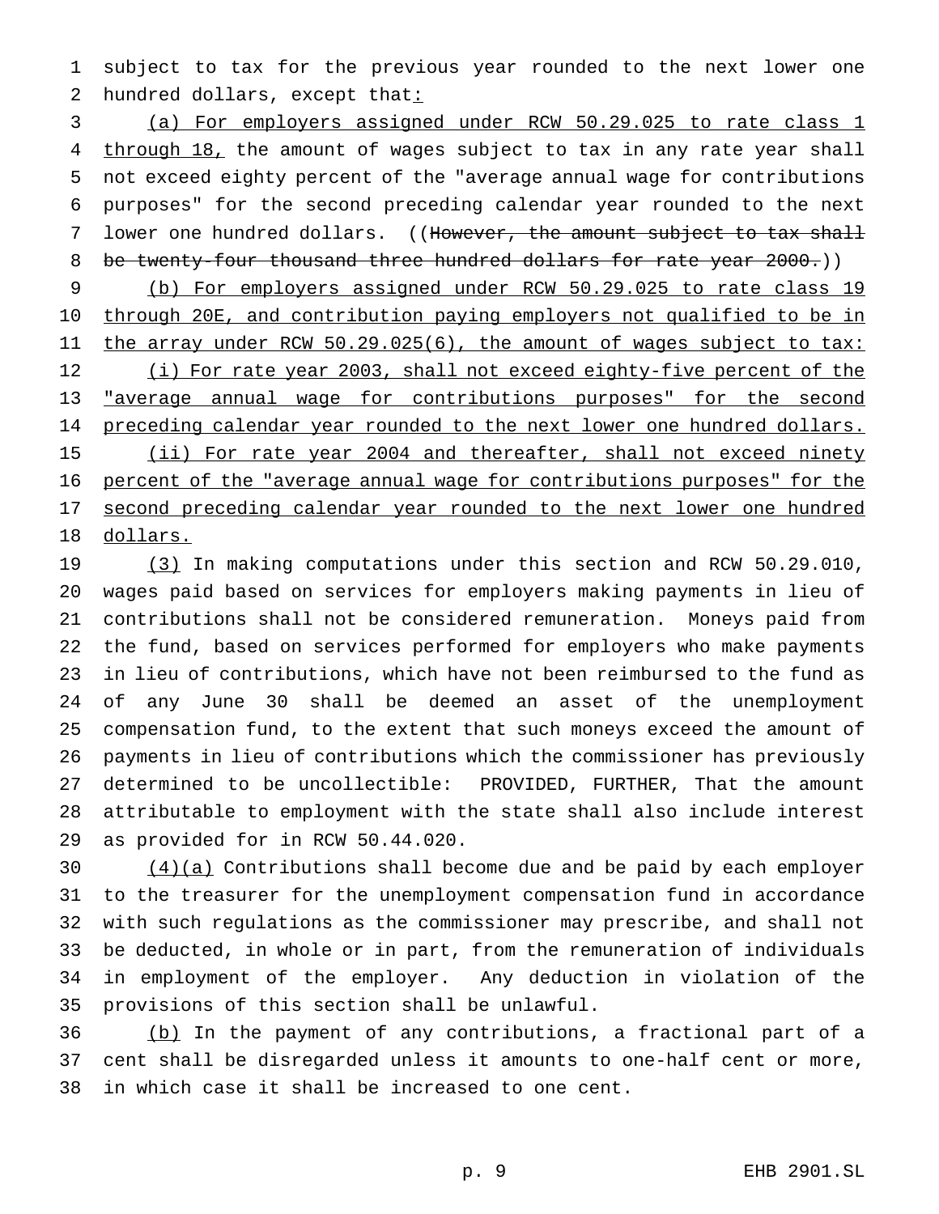subject to tax for the previous year rounded to the next lower one hundred dollars, except that:

(a) For employers assigned under RCW 50.29.025 to rate class 1 through 18, the amount of wages subject to tax in any rate year shall not exceed eighty percent of the "average annual wage for contributions purposes" for the second preceding calendar year rounded to the next lower one hundred dollars. ((~~However, the amount subject to tax shall be twenty-four thousand three hundred dollars for rate year 2000.~~))

(b) For employers assigned under RCW 50.29.025 to rate class 19 through 20E, and contribution paying employers not qualified to be in the array under RCW 50.29.025(6), the amount of wages subject to tax:

(i) For rate year 2003, shall not exceed eighty-five percent of the "average annual wage for contributions purposes" for the second preceding calendar year rounded to the next lower one hundred dollars.

(ii) For rate year 2004 and thereafter, shall not exceed ninety percent of the "average annual wage for contributions purposes" for the second preceding calendar year rounded to the next lower one hundred dollars.

(3) In making computations under this section and RCW 50.29.010, wages paid based on services for employers making payments in lieu of contributions shall not be considered remuneration. Moneys paid from the fund, based on services performed for employers who make payments in lieu of contributions, which have not been reimbursed to the fund as of any June 30 shall be deemed an asset of the unemployment compensation fund, to the extent that such moneys exceed the amount of payments in lieu of contributions which the commissioner has previously determined to be uncollectible: PROVIDED, FURTHER, That the amount attributable to employment with the state shall also include interest as provided for in RCW 50.44.020.

(4)(a) Contributions shall become due and be paid by each employer to the treasurer for the unemployment compensation fund in accordance with such regulations as the commissioner may prescribe, and shall not be deducted, in whole or in part, from the remuneration of individuals in employment of the employer. Any deduction in violation of the provisions of this section shall be unlawful.

(b) In the payment of any contributions, a fractional part of a cent shall be disregarded unless it amounts to one-half cent or more, in which case it shall be increased to one cent.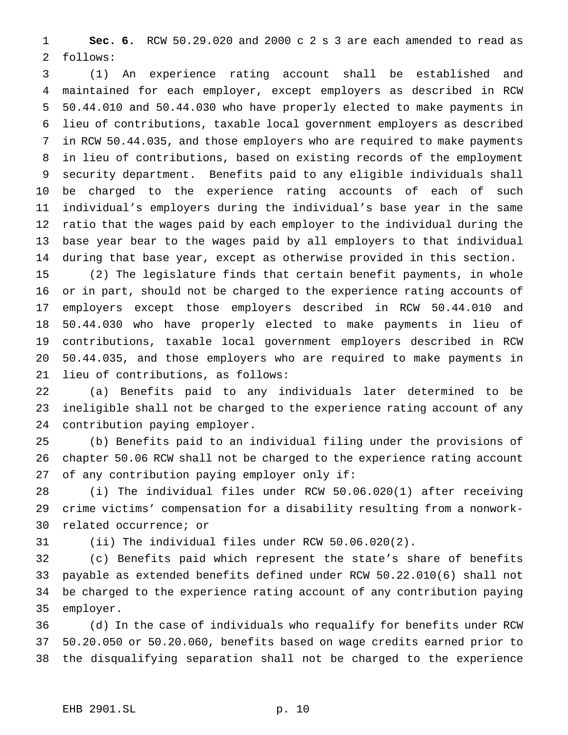**Sec. 6.** RCW 50.29.020 and 2000 c 2 s 3 are each amended to read as follows:

(1) An experience rating account shall be established and maintained for each employer, except employers as described in RCW 50.44.010 and 50.44.030 who have properly elected to make payments in lieu of contributions, taxable local government employers as described in RCW 50.44.035, and those employers who are required to make payments in lieu of contributions, based on existing records of the employment security department. Benefits paid to any eligible individuals shall be charged to the experience rating accounts of each of such individual's employers during the individual's base year in the same ratio that the wages paid by each employer to the individual during the base year bear to the wages paid by all employers to that individual during that base year, except as otherwise provided in this section.

(2) The legislature finds that certain benefit payments, in whole or in part, should not be charged to the experience rating accounts of employers except those employers described in RCW 50.44.010 and 50.44.030 who have properly elected to make payments in lieu of contributions, taxable local government employers described in RCW 50.44.035, and those employers who are required to make payments in lieu of contributions, as follows:

(a) Benefits paid to any individuals later determined to be ineligible shall not be charged to the experience rating account of any contribution paying employer.

(b) Benefits paid to an individual filing under the provisions of chapter 50.06 RCW shall not be charged to the experience rating account of any contribution paying employer only if:

(i) The individual files under RCW 50.06.020(1) after receiving crime victims' compensation for a disability resulting from a nonwork-related occurrence; or

(ii) The individual files under RCW 50.06.020(2).

(c) Benefits paid which represent the state's share of benefits payable as extended benefits defined under RCW 50.22.010(6) shall not be charged to the experience rating account of any contribution paying employer.

(d) In the case of individuals who requalify for benefits under RCW 50.20.050 or 50.20.060, benefits based on wage credits earned prior to the disqualifying separation shall not be charged to the experience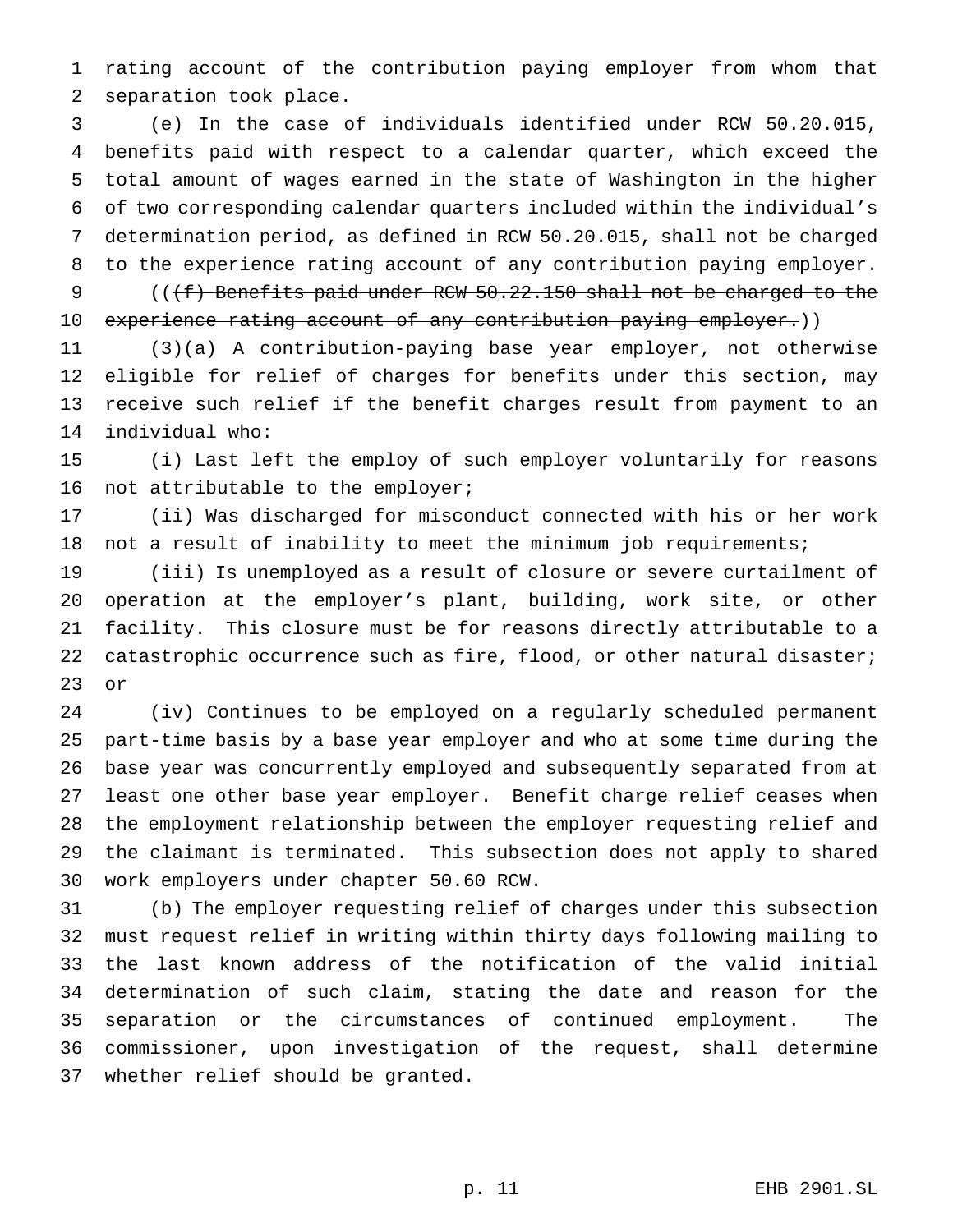rating account of the contribution paying employer from whom that separation took place.

(e) In the case of individuals identified under RCW 50.20.015, benefits paid with respect to a calendar quarter, which exceed the total amount of wages earned in the state of Washington in the higher of two corresponding calendar quarters included within the individual's determination period, as defined in RCW 50.20.015, shall not be charged to the experience rating account of any contribution paying employer.

((~~(f) Benefits paid under RCW 50.22.150 shall not be charged to the experience rating account of any contribution paying employer.~~))

(3)(a) A contribution-paying base year employer, not otherwise eligible for relief of charges for benefits under this section, may receive such relief if the benefit charges result from payment to an individual who:

(i) Last left the employ of such employer voluntarily for reasons not attributable to the employer;

(ii) Was discharged for misconduct connected with his or her work not a result of inability to meet the minimum job requirements;

(iii) Is unemployed as a result of closure or severe curtailment of operation at the employer's plant, building, work site, or other facility. This closure must be for reasons directly attributable to a catastrophic occurrence such as fire, flood, or other natural disaster; or

(iv) Continues to be employed on a regularly scheduled permanent part-time basis by a base year employer and who at some time during the base year was concurrently employed and subsequently separated from at least one other base year employer. Benefit charge relief ceases when the employment relationship between the employer requesting relief and the claimant is terminated. This subsection does not apply to shared work employers under chapter 50.60 RCW.

(b) The employer requesting relief of charges under this subsection must request relief in writing within thirty days following mailing to the last known address of the notification of the valid initial determination of such claim, stating the date and reason for the separation or the circumstances of continued employment. The commissioner, upon investigation of the request, shall determine whether relief should be granted.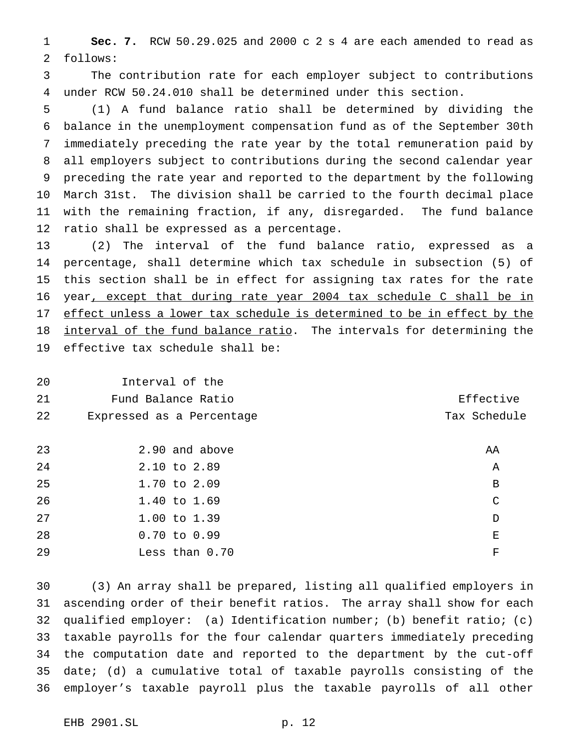**Sec. 7.** RCW 50.29.025 and 2000 c 2 s 4 are each amended to read as follows:

The contribution rate for each employer subject to contributions under RCW 50.24.010 shall be determined under this section.

(1) A fund balance ratio shall be determined by dividing the balance in the unemployment compensation fund as of the September 30th immediately preceding the rate year by the total remuneration paid by all employers subject to contributions during the second calendar year preceding the rate year and reported to the department by the following March 31st. The division shall be carried to the fourth decimal place with the remaining fraction, if any, disregarded. The fund balance ratio shall be expressed as a percentage.

(2) The interval of the fund balance ratio, expressed as a percentage, shall determine which tax schedule in subsection (5) of this section shall be in effect for assigning tax rates for the rate year<u>, except that during rate year 2004 tax schedule C shall be in effect unless a lower tax schedule is determined to be in effect by the interval of the fund balance ratio</u>. The intervals for determining the effective tax schedule shall be:

| Interval of the Fund Balance Ratio Expressed as a Percentage | Effective Tax Schedule |
|---|---|
| 2.90 and above | AA |
| 2.10 to 2.89 | A |
| 1.70 to 2.09 | B |
| 1.40 to 1.69 | C |
| 1.00 to 1.39 | D |
| 0.70 to 0.99 | E |
| Less than 0.70 | F |

(3) An array shall be prepared, listing all qualified employers in ascending order of their benefit ratios. The array shall show for each qualified employer: (a) Identification number; (b) benefit ratio; (c) taxable payrolls for the four calendar quarters immediately preceding the computation date and reported to the department by the cut-off date; (d) a cumulative total of taxable payrolls consisting of the employer's taxable payroll plus the taxable payrolls of all other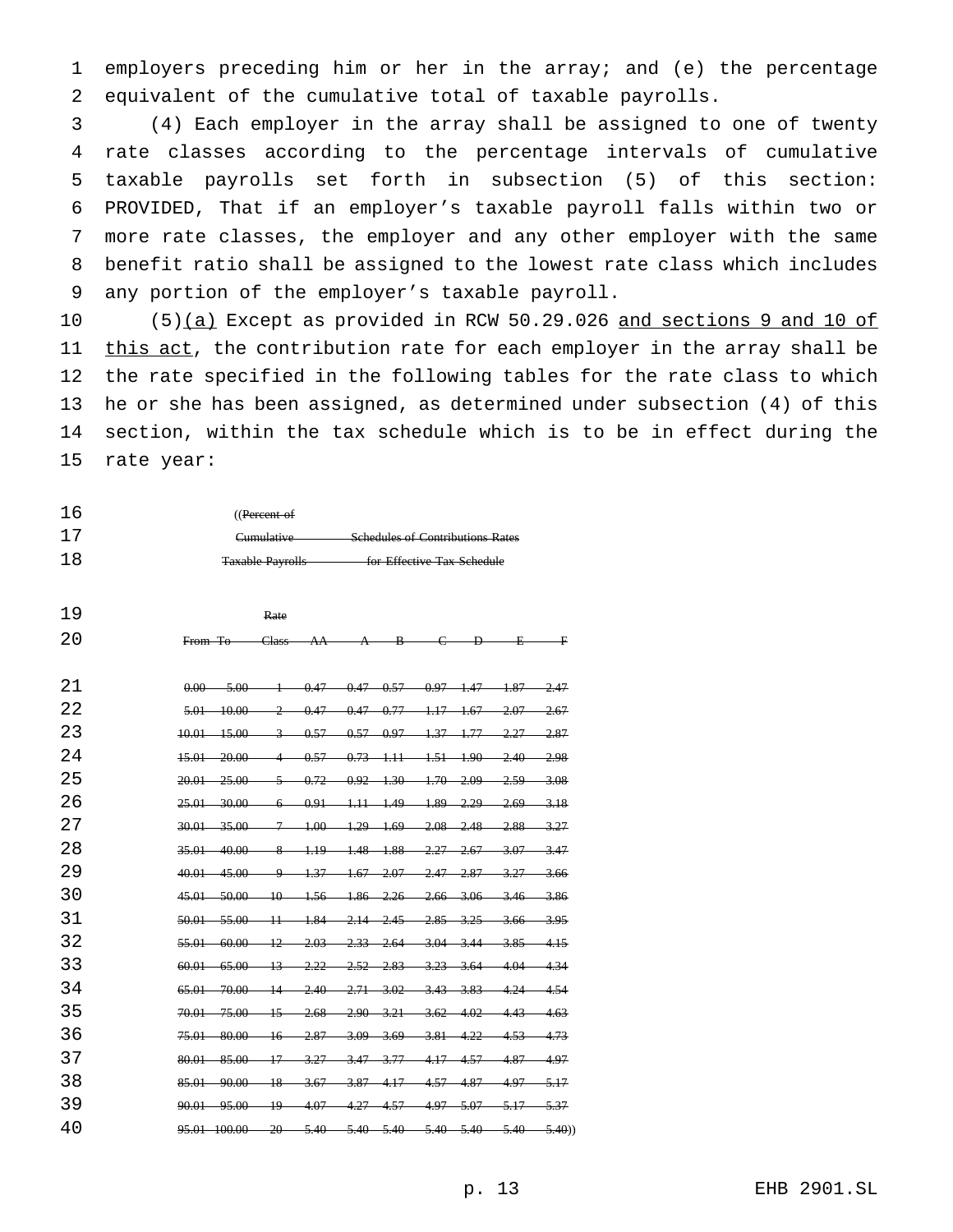employers preceding him or her in the array; and (e) the percentage equivalent of the cumulative total of taxable payrolls.

(4) Each employer in the array shall be assigned to one of twenty rate classes according to the percentage intervals of cumulative taxable payrolls set forth in subsection (5) of this section: PROVIDED, That if an employer's taxable payroll falls within two or more rate classes, the employer and any other employer with the same benefit ratio shall be assigned to the lowest rate class which includes any portion of the employer's taxable payroll.

(5)(a) Except as provided in RCW 50.29.026 and sections 9 and 10 of this act, the contribution rate for each employer in the array shall be the rate specified in the following tables for the rate class to which he or she has been assigned, as determined under subsection (4) of this section, within the tax schedule which is to be in effect during the rate year:

((~~Percent of Cumulative Taxable Payrolls~~ — ~~Schedules of Contributions Rates for Effective Tax Schedule~~

| ~~From~~ | ~~To~~ | ~~Rate Class~~ | ~~AA~~ | ~~A~~ | ~~B~~ | ~~C~~ | ~~D~~ | ~~E~~ | ~~F~~ |
|---|---|---|---|---|---|---|---|---|---|
| ~~0.00~~ | ~~5.00~~ | ~~1~~ | ~~0.47~~ | ~~0.47~~ | ~~0.57~~ | ~~0.97~~ | ~~1.47~~ | ~~1.87~~ | ~~2.47~~ |
| ~~5.01~~ | ~~10.00~~ | ~~2~~ | ~~0.47~~ | ~~0.47~~ | ~~0.77~~ | ~~1.17~~ | ~~1.67~~ | ~~2.07~~ | ~~2.67~~ |
| ~~10.01~~ | ~~15.00~~ | ~~3~~ | ~~0.57~~ | ~~0.57~~ | ~~0.97~~ | ~~1.37~~ | ~~1.77~~ | ~~2.27~~ | ~~2.87~~ |
| ~~15.01~~ | ~~20.00~~ | ~~4~~ | ~~0.57~~ | ~~0.73~~ | ~~1.11~~ | ~~1.51~~ | ~~1.90~~ | ~~2.40~~ | ~~2.98~~ |
| ~~20.01~~ | ~~25.00~~ | ~~5~~ | ~~0.72~~ | ~~0.92~~ | ~~1.30~~ | ~~1.70~~ | ~~2.09~~ | ~~2.59~~ | ~~3.08~~ |
| ~~25.01~~ | ~~30.00~~ | ~~6~~ | ~~0.91~~ | ~~1.11~~ | ~~1.49~~ | ~~1.89~~ | ~~2.29~~ | ~~2.69~~ | ~~3.18~~ |
| ~~30.01~~ | ~~35.00~~ | ~~7~~ | ~~1.00~~ | ~~1.29~~ | ~~1.69~~ | ~~2.08~~ | ~~2.48~~ | ~~2.88~~ | ~~3.27~~ |
| ~~35.01~~ | ~~40.00~~ | ~~8~~ | ~~1.19~~ | ~~1.48~~ | ~~1.88~~ | ~~2.27~~ | ~~2.67~~ | ~~3.07~~ | ~~3.47~~ |
| ~~40.01~~ | ~~45.00~~ | ~~9~~ | ~~1.37~~ | ~~1.67~~ | ~~2.07~~ | ~~2.47~~ | ~~2.87~~ | ~~3.27~~ | ~~3.66~~ |
| ~~45.01~~ | ~~50.00~~ | ~~10~~ | ~~1.56~~ | ~~1.86~~ | ~~2.26~~ | ~~2.66~~ | ~~3.06~~ | ~~3.46~~ | ~~3.86~~ |
| ~~50.01~~ | ~~55.00~~ | ~~11~~ | ~~1.84~~ | ~~2.14~~ | ~~2.45~~ | ~~2.85~~ | ~~3.25~~ | ~~3.66~~ | ~~3.95~~ |
| ~~55.01~~ | ~~60.00~~ | ~~12~~ | ~~2.03~~ | ~~2.33~~ | ~~2.64~~ | ~~3.04~~ | ~~3.44~~ | ~~3.85~~ | ~~4.15~~ |
| ~~60.01~~ | ~~65.00~~ | ~~13~~ | ~~2.22~~ | ~~2.52~~ | ~~2.83~~ | ~~3.23~~ | ~~3.64~~ | ~~4.04~~ | ~~4.34~~ |
| ~~65.01~~ | ~~70.00~~ | ~~14~~ | ~~2.40~~ | ~~2.71~~ | ~~3.02~~ | ~~3.43~~ | ~~3.83~~ | ~~4.24~~ | ~~4.54~~ |
| ~~70.01~~ | ~~75.00~~ | ~~15~~ | ~~2.68~~ | ~~2.90~~ | ~~3.21~~ | ~~3.62~~ | ~~4.02~~ | ~~4.43~~ | ~~4.63~~ |
| ~~75.01~~ | ~~80.00~~ | ~~16~~ | ~~2.87~~ | ~~3.09~~ | ~~3.69~~ | ~~3.81~~ | ~~4.22~~ | ~~4.53~~ | ~~4.73~~ |
| ~~80.01~~ | ~~85.00~~ | ~~17~~ | ~~3.27~~ | ~~3.47~~ | ~~3.77~~ | ~~4.17~~ | ~~4.57~~ | ~~4.87~~ | ~~4.97~~ |
| ~~85.01~~ | ~~90.00~~ | ~~18~~ | ~~3.67~~ | ~~3.87~~ | ~~4.17~~ | ~~4.57~~ | ~~4.87~~ | ~~4.97~~ | ~~5.17~~ |
| ~~90.01~~ | ~~95.00~~ | ~~19~~ | ~~4.07~~ | ~~4.27~~ | ~~4.57~~ | ~~4.97~~ | ~~5.07~~ | ~~5.17~~ | ~~5.37~~ |
| ~~95.01~~ | ~~100.00~~ | ~~20~~ | ~~5.40~~ | ~~5.40~~ | ~~5.40~~ | ~~5.40~~ | ~~5.40~~ | ~~5.40~~ | ~~5.40~~)) |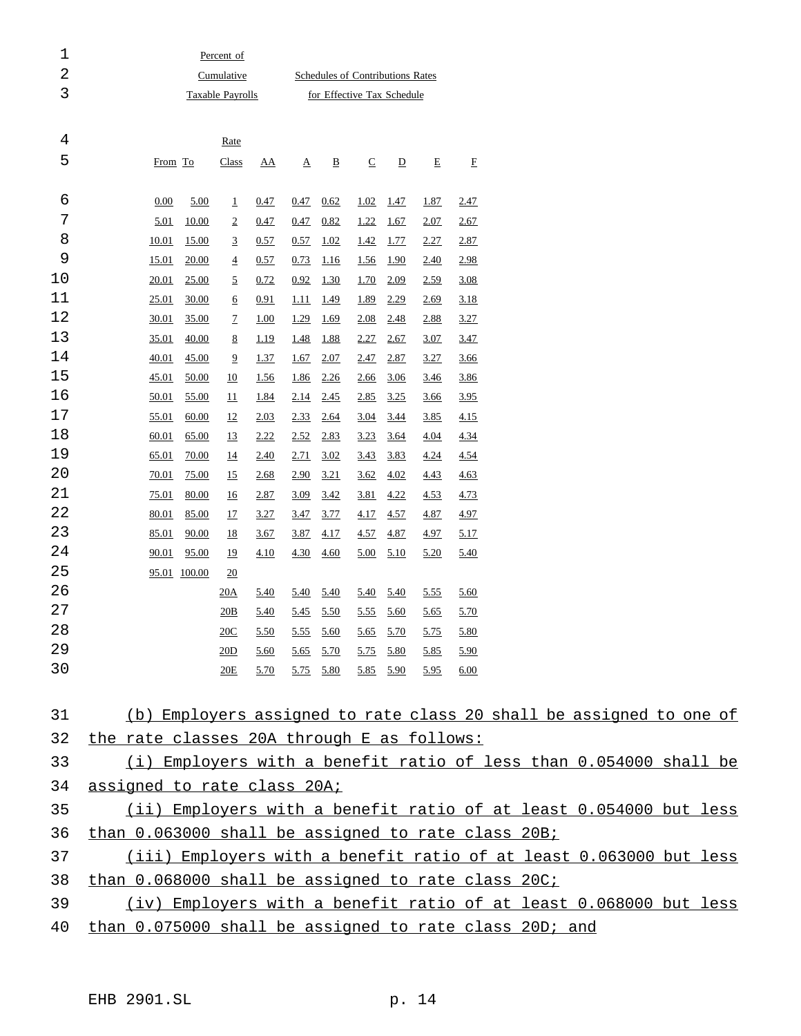| Percent of Cumulative Taxable Payrolls | | | Schedules of Contributions Rates for Effective Tax Schedule | | | | | | |
|---|---|---|---|---|---|---|---|---|---|
| From | To | Rate Class | AA | A | B | C | D | E | F |
| 0.00 | 5.00 | 1 | 0.47 | 0.47 | 0.62 | 1.02 | 1.47 | 1.87 | 2.47 |
| 5.01 | 10.00 | 2 | 0.47 | 0.47 | 0.82 | 1.22 | 1.67 | 2.07 | 2.67 |
| 10.01 | 15.00 | 3 | 0.57 | 0.57 | 1.02 | 1.42 | 1.77 | 2.27 | 2.87 |
| 15.01 | 20.00 | 4 | 0.57 | 0.73 | 1.16 | 1.56 | 1.90 | 2.40 | 2.98 |
| 20.01 | 25.00 | 5 | 0.72 | 0.92 | 1.30 | 1.70 | 2.09 | 2.59 | 3.08 |
| 25.01 | 30.00 | 6 | 0.91 | 1.11 | 1.49 | 1.89 | 2.29 | 2.69 | 3.18 |
| 30.01 | 35.00 | 7 | 1.00 | 1.29 | 1.69 | 2.08 | 2.48 | 2.88 | 3.27 |
| 35.01 | 40.00 | 8 | 1.19 | 1.48 | 1.88 | 2.27 | 2.67 | 3.07 | 3.47 |
| 40.01 | 45.00 | 9 | 1.37 | 1.67 | 2.07 | 2.47 | 2.87 | 3.27 | 3.66 |
| 45.01 | 50.00 | 10 | 1.56 | 1.86 | 2.26 | 2.66 | 3.06 | 3.46 | 3.86 |
| 50.01 | 55.00 | 11 | 1.84 | 2.14 | 2.45 | 2.85 | 3.25 | 3.66 | 3.95 |
| 55.01 | 60.00 | 12 | 2.03 | 2.33 | 2.64 | 3.04 | 3.44 | 3.85 | 4.15 |
| 60.01 | 65.00 | 13 | 2.22 | 2.52 | 2.83 | 3.23 | 3.64 | 4.04 | 4.34 |
| 65.01 | 70.00 | 14 | 2.40 | 2.71 | 3.02 | 3.43 | 3.83 | 4.24 | 4.54 |
| 70.01 | 75.00 | 15 | 2.68 | 2.90 | 3.21 | 3.62 | 4.02 | 4.43 | 4.63 |
| 75.01 | 80.00 | 16 | 2.87 | 3.09 | 3.42 | 3.81 | 4.22 | 4.53 | 4.73 |
| 80.01 | 85.00 | 17 | 3.27 | 3.47 | 3.77 | 4.17 | 4.57 | 4.87 | 4.97 |
| 85.01 | 90.00 | 18 | 3.67 | 3.87 | 4.17 | 4.57 | 4.87 | 4.97 | 5.17 |
| 90.01 | 95.00 | 19 | 4.10 | 4.30 | 4.60 | 5.00 | 5.10 | 5.20 | 5.40 |
| 95.01 | 100.00 | 20 | | | | | | | |
| | | 20A | 5.40 | 5.40 | 5.40 | 5.40 | 5.40 | 5.55 | 5.60 |
| | | 20B | 5.40 | 5.45 | 5.50 | 5.55 | 5.60 | 5.65 | 5.70 |
| | | 20C | 5.50 | 5.55 | 5.60 | 5.65 | 5.70 | 5.75 | 5.80 |
| | | 20D | 5.60 | 5.65 | 5.70 | 5.75 | 5.80 | 5.85 | 5.90 |
| | | 20E | 5.70 | 5.75 | 5.80 | 5.85 | 5.90 | 5.95 | 6.00 |

(b) Employers assigned to rate class 20 shall be assigned to one of the rate classes 20A through E as follows:

(i) Employers with a benefit ratio of less than 0.054000 shall be assigned to rate class 20A;

(ii) Employers with a benefit ratio of at least 0.054000 but less than 0.063000 shall be assigned to rate class 20B;

(iii) Employers with a benefit ratio of at least 0.063000 but less than 0.068000 shall be assigned to rate class 20C;

(iv) Employers with a benefit ratio of at least 0.068000 but less than 0.075000 shall be assigned to rate class 20D; and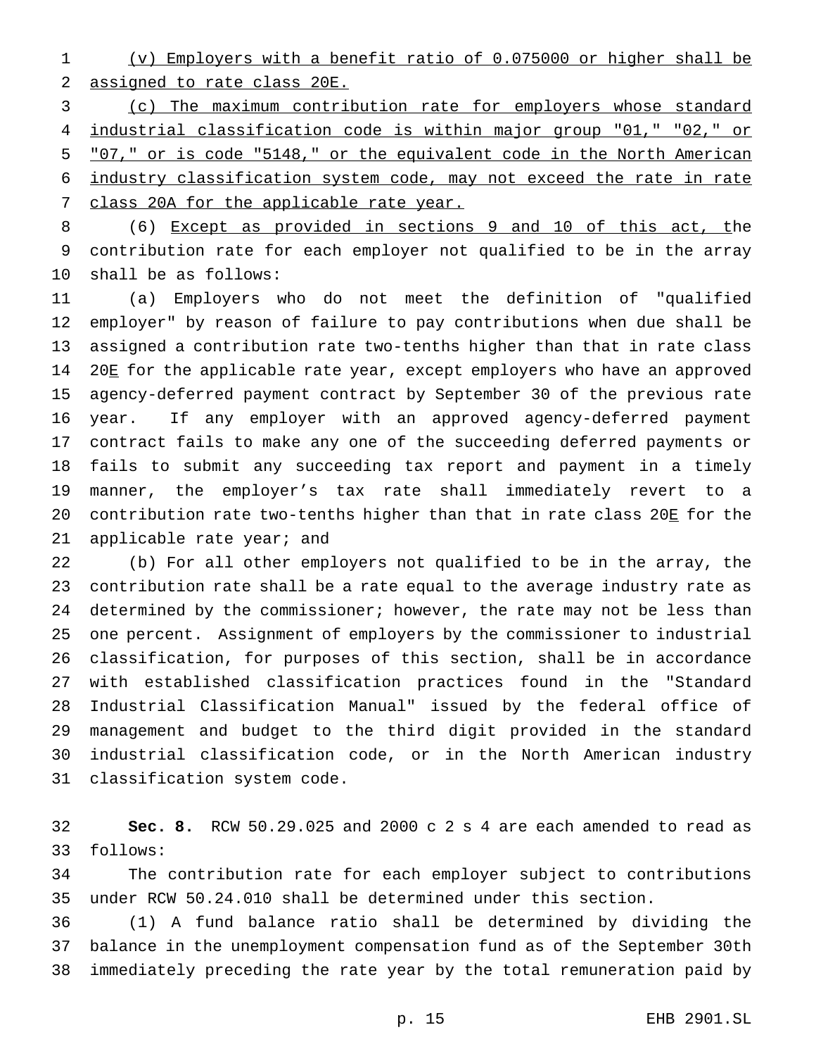(v) Employers with a benefit ratio of 0.075000 or higher shall be assigned to rate class 20E.

(c) The maximum contribution rate for employers whose standard industrial classification code is within major group "01," "02," or "07," or is code "5148," or the equivalent code in the North American industry classification system code, may not exceed the rate in rate class 20A for the applicable rate year.

(6) Except as provided in sections 9 and 10 of this act, the contribution rate for each employer not qualified to be in the array shall be as follows:

(a) Employers who do not meet the definition of "qualified employer" by reason of failure to pay contributions when due shall be assigned a contribution rate two-tenths higher than that in rate class 20E for the applicable rate year, except employers who have an approved agency-deferred payment contract by September 30 of the previous rate year. If any employer with an approved agency-deferred payment contract fails to make any one of the succeeding deferred payments or fails to submit any succeeding tax report and payment in a timely manner, the employer's tax rate shall immediately revert to a contribution rate two-tenths higher than that in rate class 20E for the applicable rate year; and

(b) For all other employers not qualified to be in the array, the contribution rate shall be a rate equal to the average industry rate as determined by the commissioner; however, the rate may not be less than one percent. Assignment of employers by the commissioner to industrial classification, for purposes of this section, shall be in accordance with established classification practices found in the "Standard Industrial Classification Manual" issued by the federal office of management and budget to the third digit provided in the standard industrial classification code, or in the North American industry classification system code.

**Sec. 8.** RCW 50.29.025 and 2000 c 2 s 4 are each amended to read as follows:

The contribution rate for each employer subject to contributions under RCW 50.24.010 shall be determined under this section.

(1) A fund balance ratio shall be determined by dividing the balance in the unemployment compensation fund as of the September 30th immediately preceding the rate year by the total remuneration paid by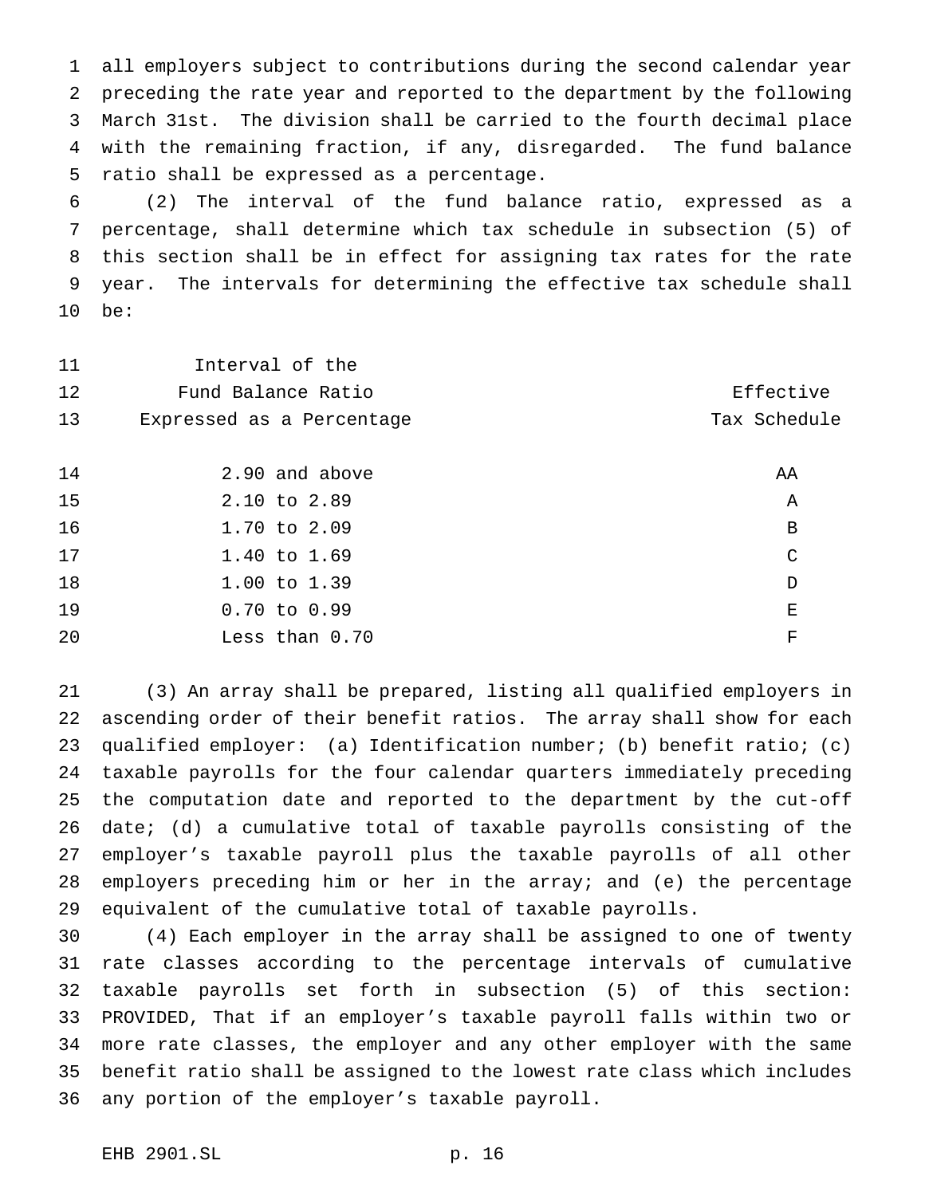all employers subject to contributions during the second calendar year preceding the rate year and reported to the department by the following March 31st. The division shall be carried to the fourth decimal place with the remaining fraction, if any, disregarded. The fund balance ratio shall be expressed as a percentage.

(2) The interval of the fund balance ratio, expressed as a percentage, shall determine which tax schedule in subsection (5) of this section shall be in effect for assigning tax rates for the rate year. The intervals for determining the effective tax schedule shall be:

| Interval of the Fund Balance Ratio Expressed as a Percentage | Effective Tax Schedule |
|---|---|
| 2.90 and above | AA |
| 2.10 to 2.89 | A |
| 1.70 to 2.09 | B |
| 1.40 to 1.69 | C |
| 1.00 to 1.39 | D |
| 0.70 to 0.99 | E |
| Less than 0.70 | F |

(3) An array shall be prepared, listing all qualified employers in ascending order of their benefit ratios. The array shall show for each qualified employer: (a) Identification number; (b) benefit ratio; (c) taxable payrolls for the four calendar quarters immediately preceding the computation date and reported to the department by the cut-off date; (d) a cumulative total of taxable payrolls consisting of the employer's taxable payroll plus the taxable payrolls of all other employers preceding him or her in the array; and (e) the percentage equivalent of the cumulative total of taxable payrolls.

(4) Each employer in the array shall be assigned to one of twenty rate classes according to the percentage intervals of cumulative taxable payrolls set forth in subsection (5) of this section: PROVIDED, That if an employer's taxable payroll falls within two or more rate classes, the employer and any other employer with the same benefit ratio shall be assigned to the lowest rate class which includes any portion of the employer's taxable payroll.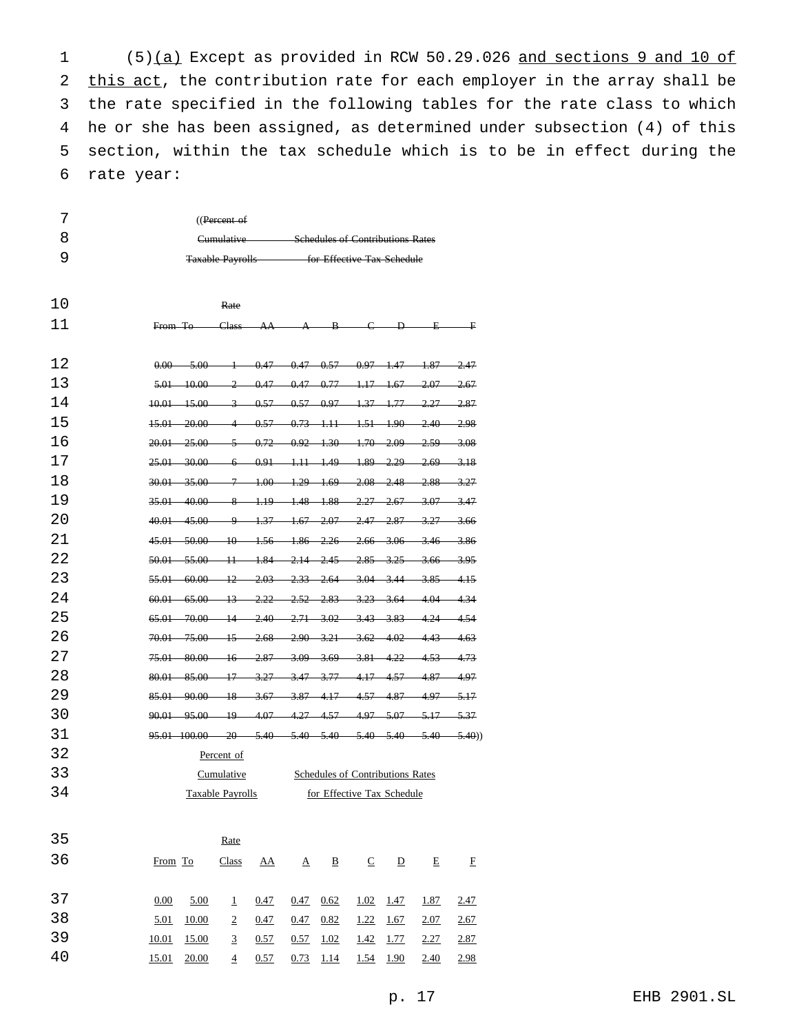(5)(a) Except as provided in RCW 50.29.026 and sections 9 and 10 of this act, the contribution rate for each employer in the array shall be the rate specified in the following tables for the rate class to which he or she has been assigned, as determined under subsection (4) of this section, within the tax schedule which is to be in effect during the rate year:

((~~Percent of Cumulative Taxable Payrolls~~ — ~~Schedules of Contributions Rates for Effective Tax Schedule~~

| ~~From~~ | ~~To~~ | ~~Rate Class~~ | ~~AA~~ | ~~A~~ | ~~B~~ | ~~C~~ | ~~D~~ | ~~E~~ | ~~F~~ |
|---|---|---|---|---|---|---|---|---|---|
| ~~0.00~~ | ~~5.00~~ | ~~1~~ | ~~0.47~~ | ~~0.47~~ | ~~0.57~~ | ~~0.97~~ | ~~1.47~~ | ~~1.87~~ | ~~2.47~~ |
| ~~5.01~~ | ~~10.00~~ | ~~2~~ | ~~0.47~~ | ~~0.47~~ | ~~0.77~~ | ~~1.17~~ | ~~1.67~~ | ~~2.07~~ | ~~2.67~~ |
| ~~10.01~~ | ~~15.00~~ | ~~3~~ | ~~0.57~~ | ~~0.57~~ | ~~0.97~~ | ~~1.37~~ | ~~1.77~~ | ~~2.27~~ | ~~2.87~~ |
| ~~15.01~~ | ~~20.00~~ | ~~4~~ | ~~0.57~~ | ~~0.73~~ | ~~1.11~~ | ~~1.51~~ | ~~1.90~~ | ~~2.40~~ | ~~2.98~~ |
| ~~20.01~~ | ~~25.00~~ | ~~5~~ | ~~0.72~~ | ~~0.92~~ | ~~1.30~~ | ~~1.70~~ | ~~2.09~~ | ~~2.59~~ | ~~3.08~~ |
| ~~25.01~~ | ~~30.00~~ | ~~6~~ | ~~0.91~~ | ~~1.11~~ | ~~1.49~~ | ~~1.89~~ | ~~2.29~~ | ~~2.69~~ | ~~3.18~~ |
| ~~30.01~~ | ~~35.00~~ | ~~7~~ | ~~1.00~~ | ~~1.29~~ | ~~1.69~~ | ~~2.08~~ | ~~2.48~~ | ~~2.88~~ | ~~3.27~~ |
| ~~35.01~~ | ~~40.00~~ | ~~8~~ | ~~1.19~~ | ~~1.48~~ | ~~1.88~~ | ~~2.27~~ | ~~2.67~~ | ~~3.07~~ | ~~3.47~~ |
| ~~40.01~~ | ~~45.00~~ | ~~9~~ | ~~1.37~~ | ~~1.67~~ | ~~2.07~~ | ~~2.47~~ | ~~2.87~~ | ~~3.27~~ | ~~3.66~~ |
| ~~45.01~~ | ~~50.00~~ | ~~10~~ | ~~1.56~~ | ~~1.86~~ | ~~2.26~~ | ~~2.66~~ | ~~3.06~~ | ~~3.46~~ | ~~3.86~~ |
| ~~50.01~~ | ~~55.00~~ | ~~11~~ | ~~1.84~~ | ~~2.14~~ | ~~2.45~~ | ~~2.85~~ | ~~3.25~~ | ~~3.66~~ | ~~3.95~~ |
| ~~55.01~~ | ~~60.00~~ | ~~12~~ | ~~2.03~~ | ~~2.33~~ | ~~2.64~~ | ~~3.04~~ | ~~3.44~~ | ~~3.85~~ | ~~4.15~~ |
| ~~60.01~~ | ~~65.00~~ | ~~13~~ | ~~2.22~~ | ~~2.52~~ | ~~2.83~~ | ~~3.23~~ | ~~3.64~~ | ~~4.04~~ | ~~4.34~~ |
| ~~65.01~~ | ~~70.00~~ | ~~14~~ | ~~2.40~~ | ~~2.71~~ | ~~3.02~~ | ~~3.43~~ | ~~3.83~~ | ~~4.24~~ | ~~4.54~~ |
| ~~70.01~~ | ~~75.00~~ | ~~15~~ | ~~2.68~~ | ~~2.90~~ | ~~3.21~~ | ~~3.62~~ | ~~4.02~~ | ~~4.43~~ | ~~4.63~~ |
| ~~75.01~~ | ~~80.00~~ | ~~16~~ | ~~2.87~~ | ~~3.09~~ | ~~3.69~~ | ~~3.81~~ | ~~4.22~~ | ~~4.53~~ | ~~4.73~~ |
| ~~80.01~~ | ~~85.00~~ | ~~17~~ | ~~3.27~~ | ~~3.47~~ | ~~3.77~~ | ~~4.17~~ | ~~4.57~~ | ~~4.87~~ | ~~4.97~~ |
| ~~85.01~~ | ~~90.00~~ | ~~18~~ | ~~3.67~~ | ~~3.87~~ | ~~4.17~~ | ~~4.57~~ | ~~4.87~~ | ~~4.97~~ | ~~5.17~~ |
| ~~90.01~~ | ~~95.00~~ | ~~19~~ | ~~4.07~~ | ~~4.27~~ | ~~4.57~~ | ~~4.97~~ | ~~5.07~~ | ~~5.17~~ | ~~5.37~~ |
| ~~95.01~~ | ~~100.00~~ | ~~20~~ | ~~5.40~~ | ~~5.40~~ | ~~5.40~~ | ~~5.40~~ | ~~5.40~~ | ~~5.40~~ | ~~5.40~~)) |

Percent of Cumulative Taxable Payrolls — Schedules of Contributions Rates for Effective Tax Schedule

| From | To | Rate Class | AA | A | B | C | D | E | F |
|---|---|---|---|---|---|---|---|---|---|
| 0.00 | 5.00 | 1 | 0.47 | 0.47 | 0.62 | 1.02 | 1.47 | 1.87 | 2.47 |
| 5.01 | 10.00 | 2 | 0.47 | 0.47 | 0.82 | 1.22 | 1.67 | 2.07 | 2.67 |
| 10.01 | 15.00 | 3 | 0.57 | 0.57 | 1.02 | 1.42 | 1.77 | 2.27 | 2.87 |
| 15.01 | 20.00 | 4 | 0.57 | 0.73 | 1.14 | 1.54 | 1.90 | 2.40 | 2.98 |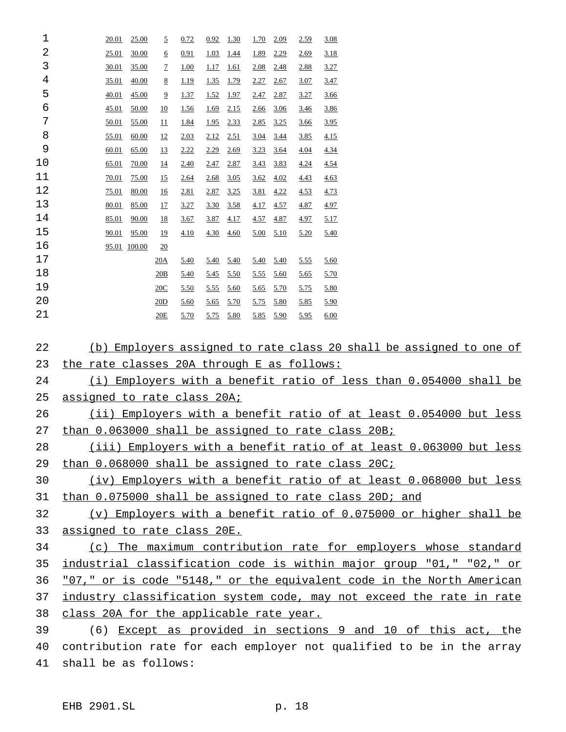| | | | | | | | | | | |
|---|---|---|---|---|---|---|---|---|---|---|
| 20.01 | 25.00 | 5 | 0.72 | 0.92 | 1.30 | 1.70 | 2.09 | 2.59 | 3.08 |
| 25.01 | 30.00 | 6 | 0.91 | 1.03 | 1.44 | 1.89 | 2.29 | 2.69 | 3.18 |
| 30.01 | 35.00 | 7 | 1.00 | 1.17 | 1.61 | 2.08 | 2.48 | 2.88 | 3.27 |
| 35.01 | 40.00 | 8 | 1.19 | 1.35 | 1.79 | 2.27 | 2.67 | 3.07 | 3.47 |
| 40.01 | 45.00 | 9 | 1.37 | 1.52 | 1.97 | 2.47 | 2.87 | 3.27 | 3.66 |
| 45.01 | 50.00 | 10 | 1.56 | 1.69 | 2.15 | 2.66 | 3.06 | 3.46 | 3.86 |
| 50.01 | 55.00 | 11 | 1.84 | 1.95 | 2.33 | 2.85 | 3.25 | 3.66 | 3.95 |
| 55.01 | 60.00 | 12 | 2.03 | 2.12 | 2.51 | 3.04 | 3.44 | 3.85 | 4.15 |
| 60.01 | 65.00 | 13 | 2.22 | 2.29 | 2.69 | 3.23 | 3.64 | 4.04 | 4.34 |
| 65.01 | 70.00 | 14 | 2.40 | 2.47 | 2.87 | 3.43 | 3.83 | 4.24 | 4.54 |
| 70.01 | 75.00 | 15 | 2.64 | 2.68 | 3.05 | 3.62 | 4.02 | 4.43 | 4.63 |
| 75.01 | 80.00 | 16 | 2.81 | 2.87 | 3.25 | 3.81 | 4.22 | 4.53 | 4.73 |
| 80.01 | 85.00 | 17 | 3.27 | 3.30 | 3.58 | 4.17 | 4.57 | 4.87 | 4.97 |
| 85.01 | 90.00 | 18 | 3.67 | 3.87 | 4.17 | 4.57 | 4.87 | 4.97 | 5.17 |
| 90.01 | 95.00 | 19 | 4.10 | 4.30 | 4.60 | 5.00 | 5.10 | 5.20 | 5.40 |
| 95.01 | 100.00 | 20 | | | | | | | |
| | | 20A | 5.40 | 5.40 | 5.40 | 5.40 | 5.40 | 5.55 | 5.60 |
| | | 20B | 5.40 | 5.45 | 5.50 | 5.55 | 5.60 | 5.65 | 5.70 |
| | | 20C | 5.50 | 5.55 | 5.60 | 5.65 | 5.70 | 5.75 | 5.80 |
| | | 20D | 5.60 | 5.65 | 5.70 | 5.75 | 5.80 | 5.85 | 5.90 |
| | | 20E | 5.70 | 5.75 | 5.80 | 5.85 | 5.90 | 5.95 | 6.00 |

(b) Employers assigned to rate class 20 shall be assigned to one of the rate classes 20A through E as follows:

(i) Employers with a benefit ratio of less than 0.054000 shall be assigned to rate class 20A;

(ii) Employers with a benefit ratio of at least 0.054000 but less than 0.063000 shall be assigned to rate class 20B;

(iii) Employers with a benefit ratio of at least 0.063000 but less than 0.068000 shall be assigned to rate class 20C;

(iv) Employers with a benefit ratio of at least 0.068000 but less than 0.075000 shall be assigned to rate class 20D; and

(v) Employers with a benefit ratio of 0.075000 or higher shall be assigned to rate class 20E.

(c) The maximum contribution rate for employers whose standard industrial classification code is within major group "01," "02," or "07," or is code "5148," or the equivalent code in the North American industry classification system code, may not exceed the rate in rate class 20A for the applicable rate year.

(6) Except as provided in sections 9 and 10 of this act, the contribution rate for each employer not qualified to be in the array shall be as follows: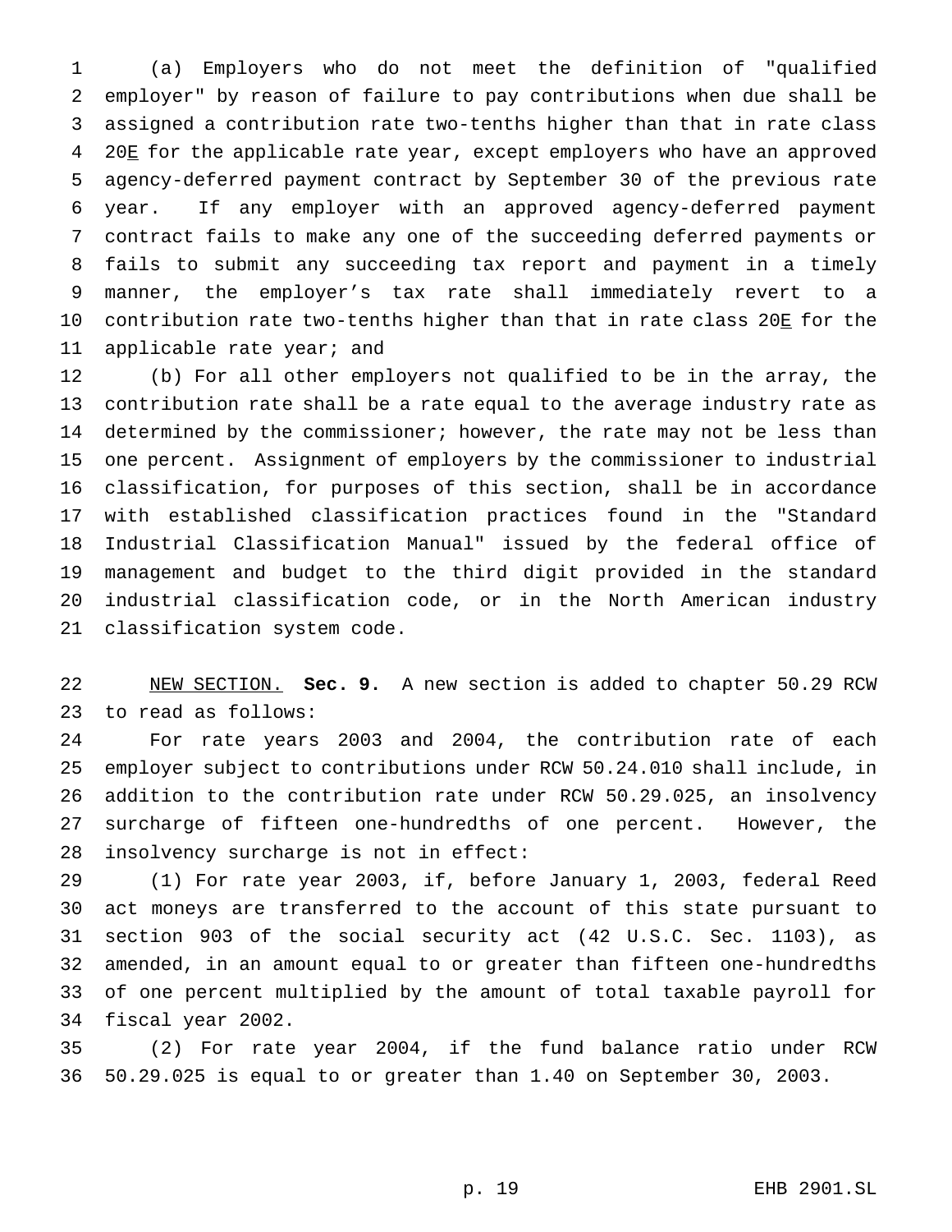(a) Employers who do not meet the definition of "qualified employer" by reason of failure to pay contributions when due shall be assigned a contribution rate two-tenths higher than that in rate class 20E for the applicable rate year, except employers who have an approved agency-deferred payment contract by September 30 of the previous rate year. If any employer with an approved agency-deferred payment contract fails to make any one of the succeeding deferred payments or fails to submit any succeeding tax report and payment in a timely manner, the employer's tax rate shall immediately revert to a contribution rate two-tenths higher than that in rate class 20E for the applicable rate year; and

(b) For all other employers not qualified to be in the array, the contribution rate shall be a rate equal to the average industry rate as determined by the commissioner; however, the rate may not be less than one percent. Assignment of employers by the commissioner to industrial classification, for purposes of this section, shall be in accordance with established classification practices found in the "Standard Industrial Classification Manual" issued by the federal office of management and budget to the third digit provided in the standard industrial classification code, or in the North American industry classification system code.

NEW SECTION. **Sec. 9.** A new section is added to chapter 50.29 RCW to read as follows:

For rate years 2003 and 2004, the contribution rate of each employer subject to contributions under RCW 50.24.010 shall include, in addition to the contribution rate under RCW 50.29.025, an insolvency surcharge of fifteen one-hundredths of one percent. However, the insolvency surcharge is not in effect:

(1) For rate year 2003, if, before January 1, 2003, federal Reed act moneys are transferred to the account of this state pursuant to section 903 of the social security act (42 U.S.C. Sec. 1103), as amended, in an amount equal to or greater than fifteen one-hundredths of one percent multiplied by the amount of total taxable payroll for fiscal year 2002.

(2) For rate year 2004, if the fund balance ratio under RCW 50.29.025 is equal to or greater than 1.40 on September 30, 2003.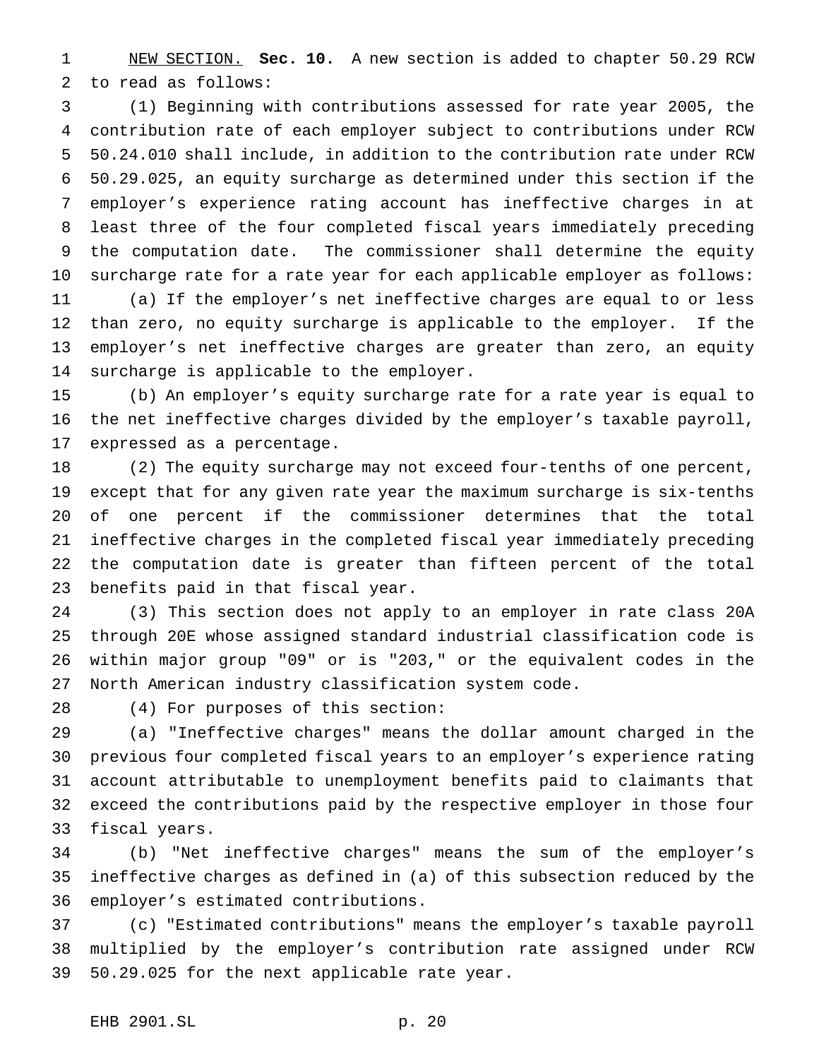NEW SECTION. **Sec. 10.** A new section is added to chapter 50.29 RCW to read as follows:

(1) Beginning with contributions assessed for rate year 2005, the contribution rate of each employer subject to contributions under RCW 50.24.010 shall include, in addition to the contribution rate under RCW 50.29.025, an equity surcharge as determined under this section if the employer's experience rating account has ineffective charges in at least three of the four completed fiscal years immediately preceding the computation date. The commissioner shall determine the equity surcharge rate for a rate year for each applicable employer as follows:

(a) If the employer's net ineffective charges are equal to or less than zero, no equity surcharge is applicable to the employer. If the employer's net ineffective charges are greater than zero, an equity surcharge is applicable to the employer.

(b) An employer's equity surcharge rate for a rate year is equal to the net ineffective charges divided by the employer's taxable payroll, expressed as a percentage.

(2) The equity surcharge may not exceed four-tenths of one percent, except that for any given rate year the maximum surcharge is six-tenths of one percent if the commissioner determines that the total ineffective charges in the completed fiscal year immediately preceding the computation date is greater than fifteen percent of the total benefits paid in that fiscal year.

(3) This section does not apply to an employer in rate class 20A through 20E whose assigned standard industrial classification code is within major group "09" or is "203," or the equivalent codes in the North American industry classification system code.

(4) For purposes of this section:

(a) "Ineffective charges" means the dollar amount charged in the previous four completed fiscal years to an employer's experience rating account attributable to unemployment benefits paid to claimants that exceed the contributions paid by the respective employer in those four fiscal years.

(b) "Net ineffective charges" means the sum of the employer's ineffective charges as defined in (a) of this subsection reduced by the employer's estimated contributions.

(c) "Estimated contributions" means the employer's taxable payroll multiplied by the employer's contribution rate assigned under RCW 50.29.025 for the next applicable rate year.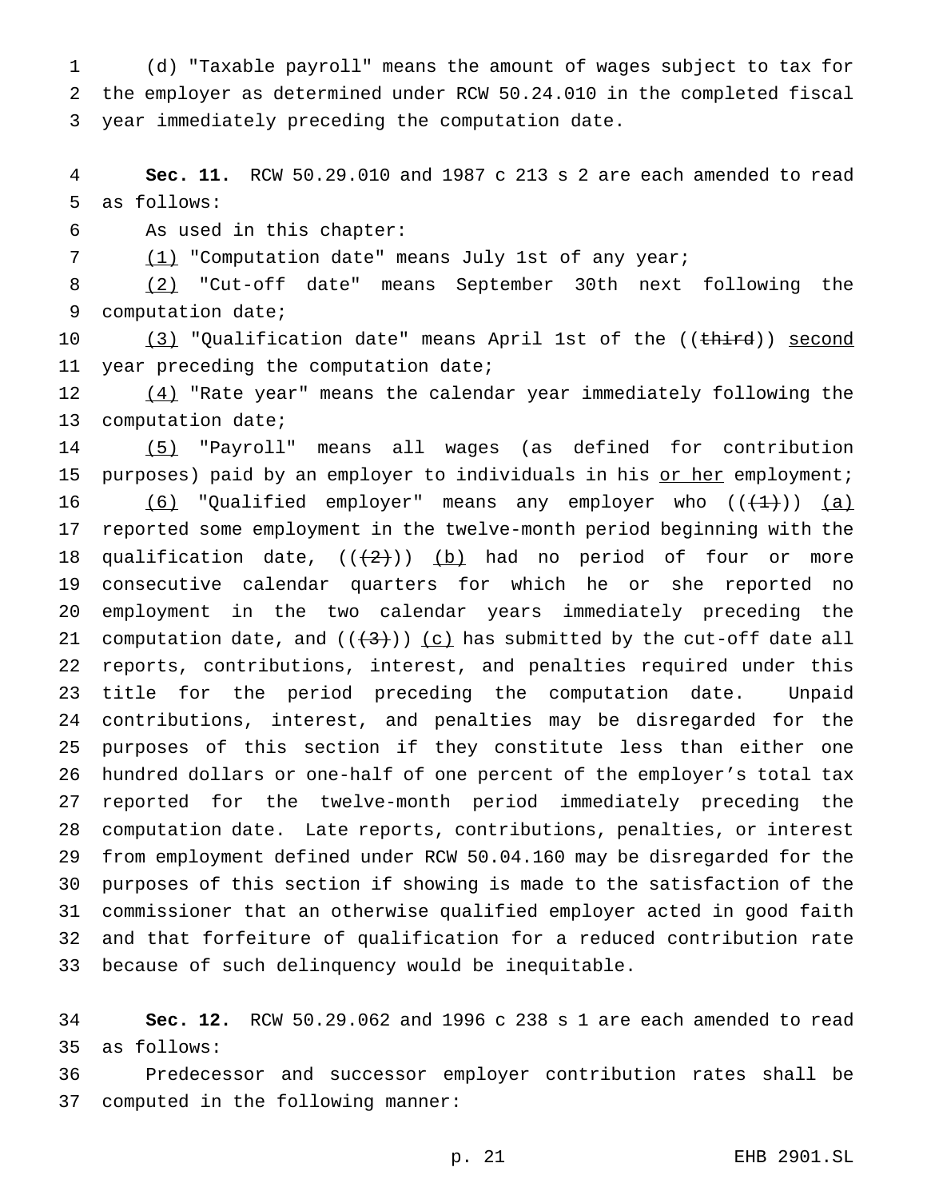(d) "Taxable payroll" means the amount of wages subject to tax for the employer as determined under RCW 50.24.010 in the completed fiscal year immediately preceding the computation date.

**Sec. 11.** RCW 50.29.010 and 1987 c 213 s 2 are each amended to read as follows:

As used in this chapter:

(1) "Computation date" means July 1st of any year;

(2) "Cut-off date" means September 30th next following the computation date;

(3) "Qualification date" means April 1st of the ((~~third~~)) second year preceding the computation date;

(4) "Rate year" means the calendar year immediately following the computation date;

(5) "Payroll" means all wages (as defined for contribution purposes) paid by an employer to individuals in his or her employment;

(6) "Qualified employer" means any employer who ((~~(1)~~)) (a) reported some employment in the twelve-month period beginning with the qualification date, ((~~(2)~~)) (b) had no period of four or more consecutive calendar quarters for which he or she reported no employment in the two calendar years immediately preceding the computation date, and ((~~(3)~~)) (c) has submitted by the cut-off date all reports, contributions, interest, and penalties required under this title for the period preceding the computation date. Unpaid contributions, interest, and penalties may be disregarded for the purposes of this section if they constitute less than either one hundred dollars or one-half of one percent of the employer's total tax reported for the twelve-month period immediately preceding the computation date. Late reports, contributions, penalties, or interest from employment defined under RCW 50.04.160 may be disregarded for the purposes of this section if showing is made to the satisfaction of the commissioner that an otherwise qualified employer acted in good faith and that forfeiture of qualification for a reduced contribution rate because of such delinquency would be inequitable.

**Sec. 12.** RCW 50.29.062 and 1996 c 238 s 1 are each amended to read as follows:

Predecessor and successor employer contribution rates shall be computed in the following manner: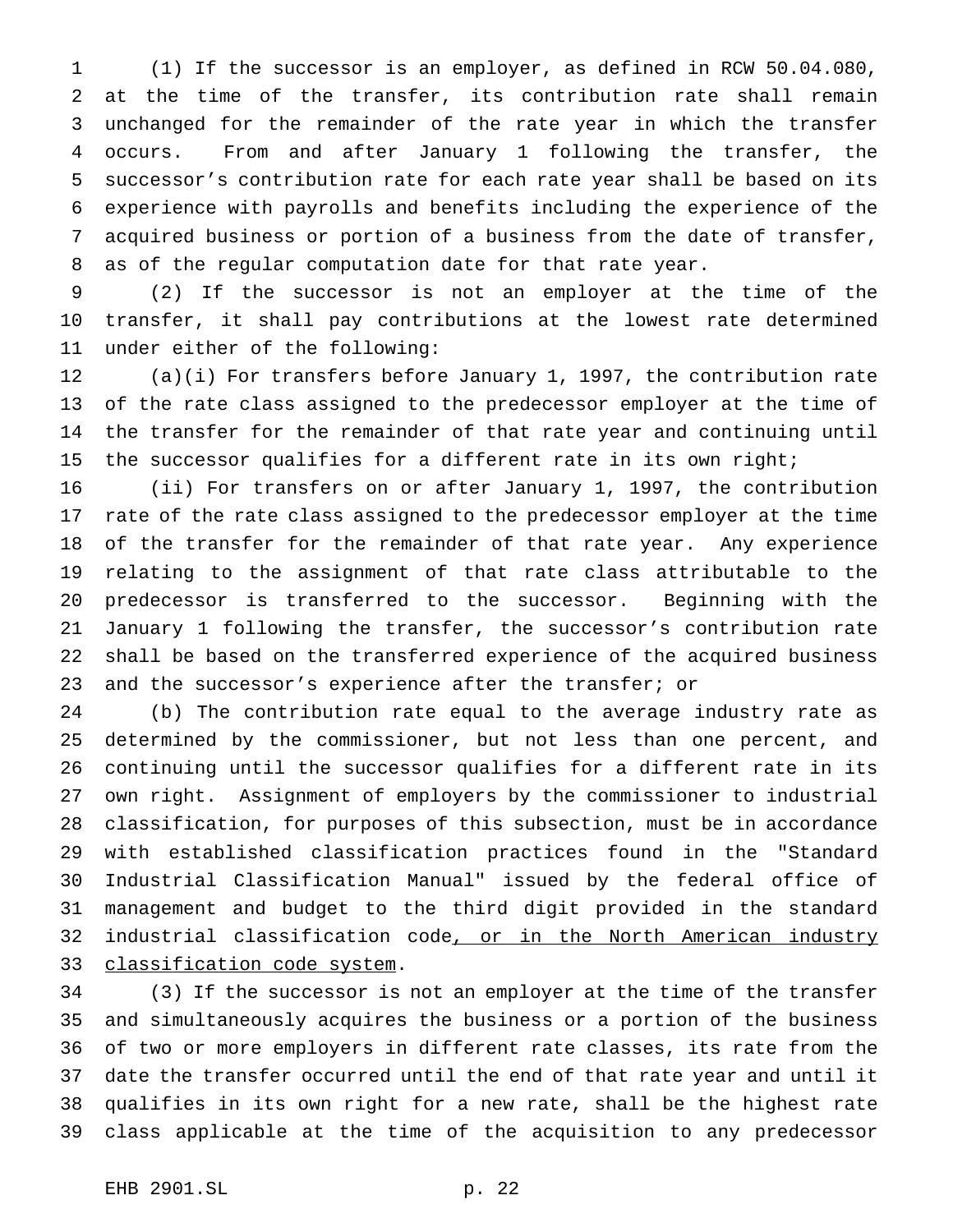(1) If the successor is an employer, as defined in RCW 50.04.080, at the time of the transfer, its contribution rate shall remain unchanged for the remainder of the rate year in which the transfer occurs. From and after January 1 following the transfer, the successor's contribution rate for each rate year shall be based on its experience with payrolls and benefits including the experience of the acquired business or portion of a business from the date of transfer, as of the regular computation date for that rate year.

(2) If the successor is not an employer at the time of the transfer, it shall pay contributions at the lowest rate determined under either of the following:

(a)(i) For transfers before January 1, 1997, the contribution rate of the rate class assigned to the predecessor employer at the time of the transfer for the remainder of that rate year and continuing until the successor qualifies for a different rate in its own right;

(ii) For transfers on or after January 1, 1997, the contribution rate of the rate class assigned to the predecessor employer at the time of the transfer for the remainder of that rate year. Any experience relating to the assignment of that rate class attributable to the predecessor is transferred to the successor. Beginning with the January 1 following the transfer, the successor's contribution rate shall be based on the transferred experience of the acquired business and the successor's experience after the transfer; or

(b) The contribution rate equal to the average industry rate as determined by the commissioner, but not less than one percent, and continuing until the successor qualifies for a different rate in its own right. Assignment of employers by the commissioner to industrial classification, for purposes of this subsection, must be in accordance with established classification practices found in the "Standard Industrial Classification Manual" issued by the federal office of management and budget to the third digit provided in the standard industrial classification code<u>, or in the North American industry classification code system</u>.

(3) If the successor is not an employer at the time of the transfer and simultaneously acquires the business or a portion of the business of two or more employers in different rate classes, its rate from the date the transfer occurred until the end of that rate year and until it qualifies in its own right for a new rate, shall be the highest rate class applicable at the time of the acquisition to any predecessor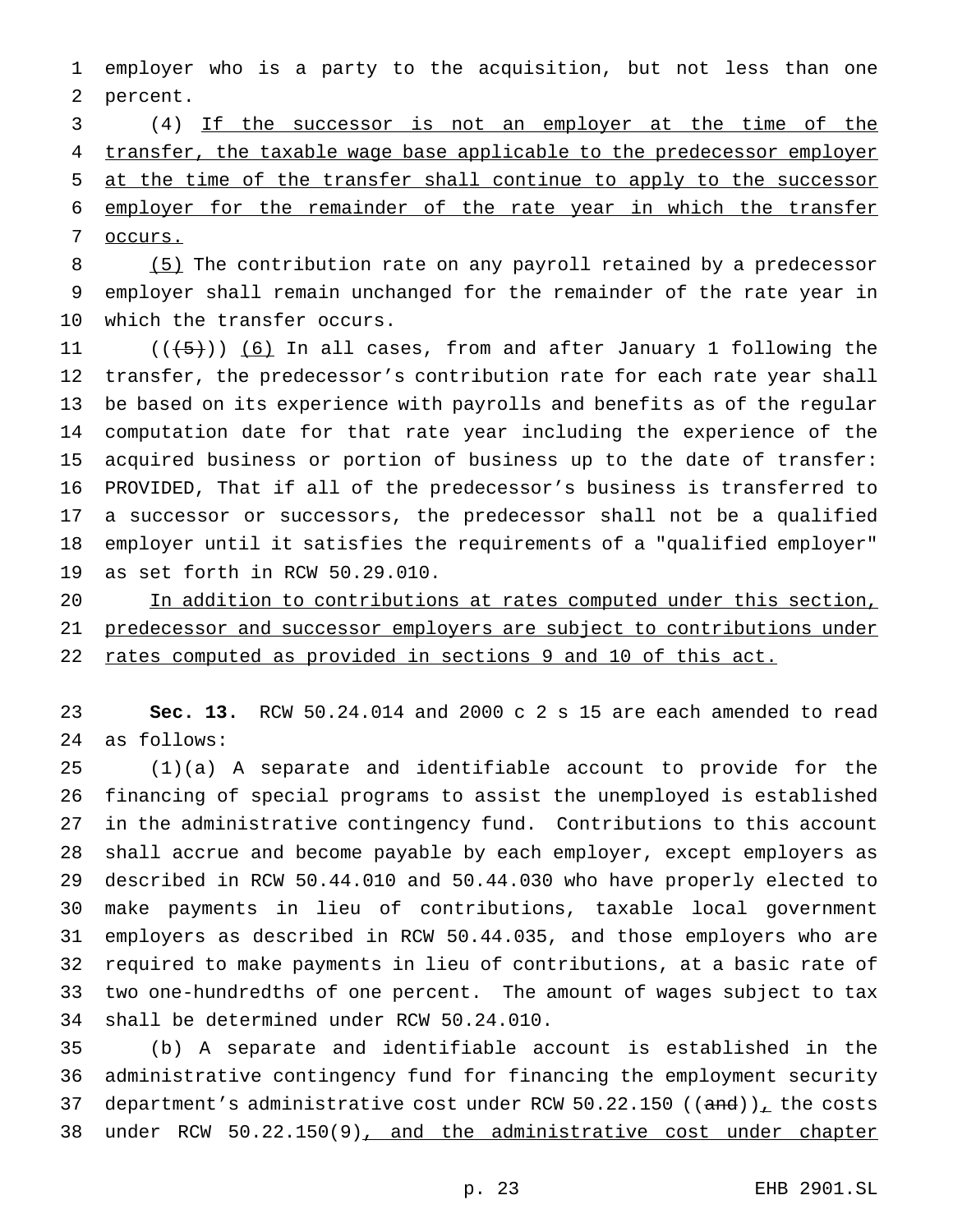employer who is a party to the acquisition, but not less than one percent.

(4) If the successor is not an employer at the time of the transfer, the taxable wage base applicable to the predecessor employer at the time of the transfer shall continue to apply to the successor employer for the remainder of the rate year in which the transfer occurs.

(5) The contribution rate on any payroll retained by a predecessor employer shall remain unchanged for the remainder of the rate year in which the transfer occurs.

(((5))) (6) In all cases, from and after January 1 following the transfer, the predecessor's contribution rate for each rate year shall be based on its experience with payrolls and benefits as of the regular computation date for that rate year including the experience of the acquired business or portion of business up to the date of transfer: PROVIDED, That if all of the predecessor's business is transferred to a successor or successors, the predecessor shall not be a qualified employer until it satisfies the requirements of a "qualified employer" as set forth in RCW 50.29.010.

In addition to contributions at rates computed under this section, predecessor and successor employers are subject to contributions under rates computed as provided in sections 9 and 10 of this act.

**Sec. 13.** RCW 50.24.014 and 2000 c 2 s 15 are each amended to read as follows:

(1)(a) A separate and identifiable account to provide for the financing of special programs to assist the unemployed is established in the administrative contingency fund. Contributions to this account shall accrue and become payable by each employer, except employers as described in RCW 50.44.010 and 50.44.030 who have properly elected to make payments in lieu of contributions, taxable local government employers as described in RCW 50.44.035, and those employers who are required to make payments in lieu of contributions, at a basic rate of two one-hundredths of one percent. The amount of wages subject to tax shall be determined under RCW 50.24.010.

(b) A separate and identifiable account is established in the administrative contingency fund for financing the employment security department's administrative cost under RCW 50.22.150 ((and)), the costs under RCW 50.22.150(9), and the administrative cost under chapter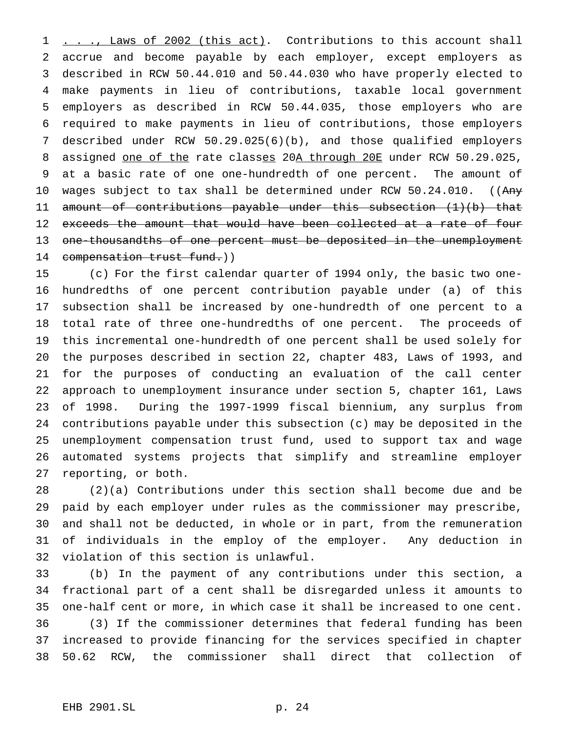. . ., Laws of 2002 (this act). Contributions to this account shall accrue and become payable by each employer, except employers as described in RCW 50.44.010 and 50.44.030 who have properly elected to make payments in lieu of contributions, taxable local government employers as described in RCW 50.44.035, those employers who are required to make payments in lieu of contributions, those employers described under RCW 50.29.025(6)(b), and those qualified employers assigned one of the rate classes 20A through 20E under RCW 50.29.025, at a basic rate of one one-hundredth of one percent. The amount of wages subject to tax shall be determined under RCW 50.24.010. ((~~Any amount of contributions payable under this subsection (1)(b) that exceeds the amount that would have been collected at a rate of four one-thousandths of one percent must be deposited in the unemployment compensation trust fund.~~))

(c) For the first calendar quarter of 1994 only, the basic two one-hundredths of one percent contribution payable under (a) of this subsection shall be increased by one-hundredth of one percent to a total rate of three one-hundredths of one percent. The proceeds of this incremental one-hundredth of one percent shall be used solely for the purposes described in section 22, chapter 483, Laws of 1993, and for the purposes of conducting an evaluation of the call center approach to unemployment insurance under section 5, chapter 161, Laws of 1998. During the 1997-1999 fiscal biennium, any surplus from contributions payable under this subsection (c) may be deposited in the unemployment compensation trust fund, used to support tax and wage automated systems projects that simplify and streamline employer reporting, or both.

(2)(a) Contributions under this section shall become due and be paid by each employer under rules as the commissioner may prescribe, and shall not be deducted, in whole or in part, from the remuneration of individuals in the employ of the employer. Any deduction in violation of this section is unlawful.

(b) In the payment of any contributions under this section, a fractional part of a cent shall be disregarded unless it amounts to one-half cent or more, in which case it shall be increased to one cent.

(3) If the commissioner determines that federal funding has been increased to provide financing for the services specified in chapter 50.62 RCW, the commissioner shall direct that collection of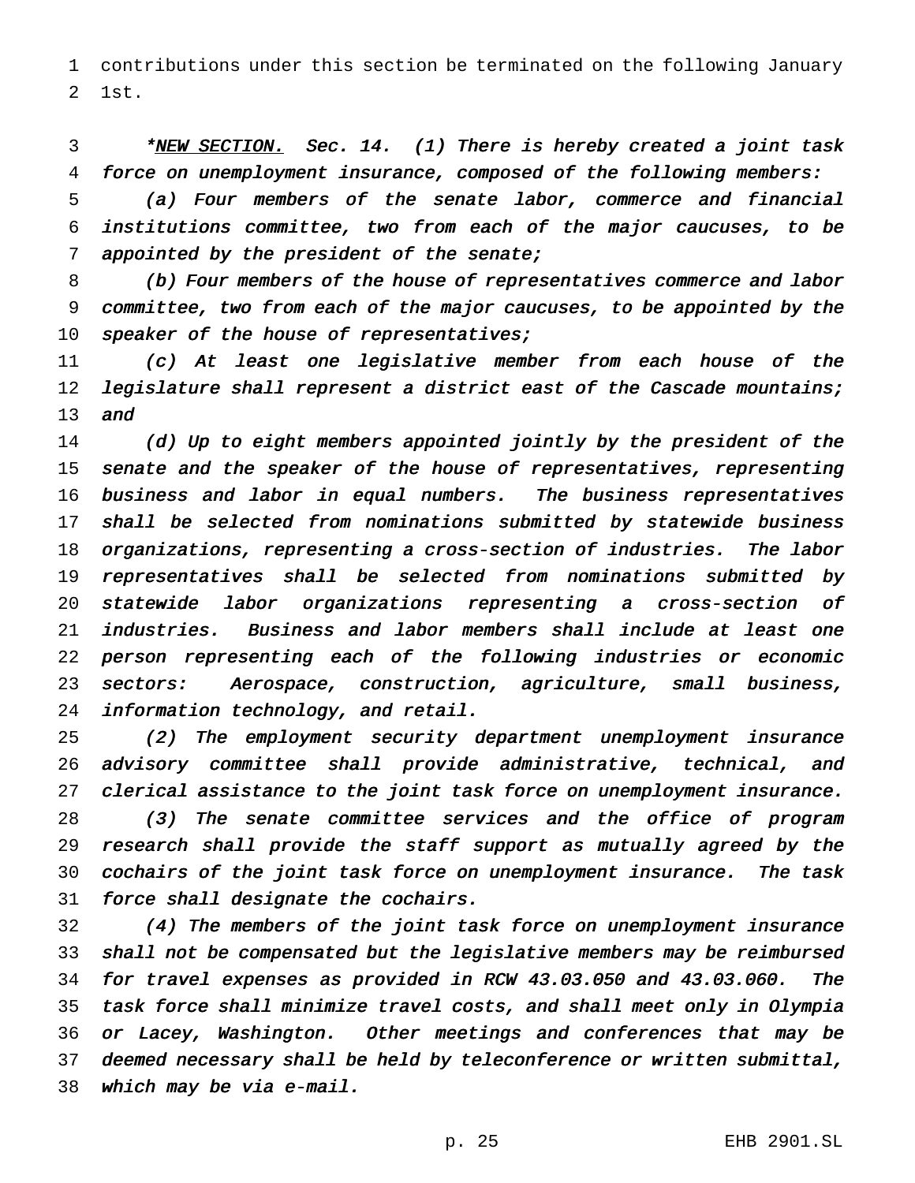contributions under this section be terminated on the following January 1st.

*<u>NEW SECTION.</u> *Sec. 14.* *(1) There is hereby created a joint task force on unemployment insurance, composed of the following members:*

*(a) Four members of the senate labor, commerce and financial institutions committee, two from each of the major caucuses, to be appointed by the president of the senate;*

*(b) Four members of the house of representatives commerce and labor committee, two from each of the major caucuses, to be appointed by the speaker of the house of representatives;*

*(c) At least one legislative member from each house of the legislature shall represent a district east of the Cascade mountains; and*

*(d) Up to eight members appointed jointly by the president of the senate and the speaker of the house of representatives, representing business and labor in equal numbers. The business representatives shall be selected from nominations submitted by statewide business organizations, representing a cross-section of industries. The labor representatives shall be selected from nominations submitted by statewide labor organizations representing a cross-section of industries. Business and labor members shall include at least one person representing each of the following industries or economic sectors: Aerospace, construction, agriculture, small business, information technology, and retail.*

*(2) The employment security department unemployment insurance advisory committee shall provide administrative, technical, and clerical assistance to the joint task force on unemployment insurance.*

*(3) The senate committee services and the office of program research shall provide the staff support as mutually agreed by the cochairs of the joint task force on unemployment insurance. The task force shall designate the cochairs.*

*(4) The members of the joint task force on unemployment insurance shall not be compensated but the legislative members may be reimbursed for travel expenses as provided in RCW 43.03.050 and 43.03.060. The task force shall minimize travel costs, and shall meet only in Olympia or Lacey, Washington. Other meetings and conferences that may be deemed necessary shall be held by teleconference or written submittal, which may be via e-mail.*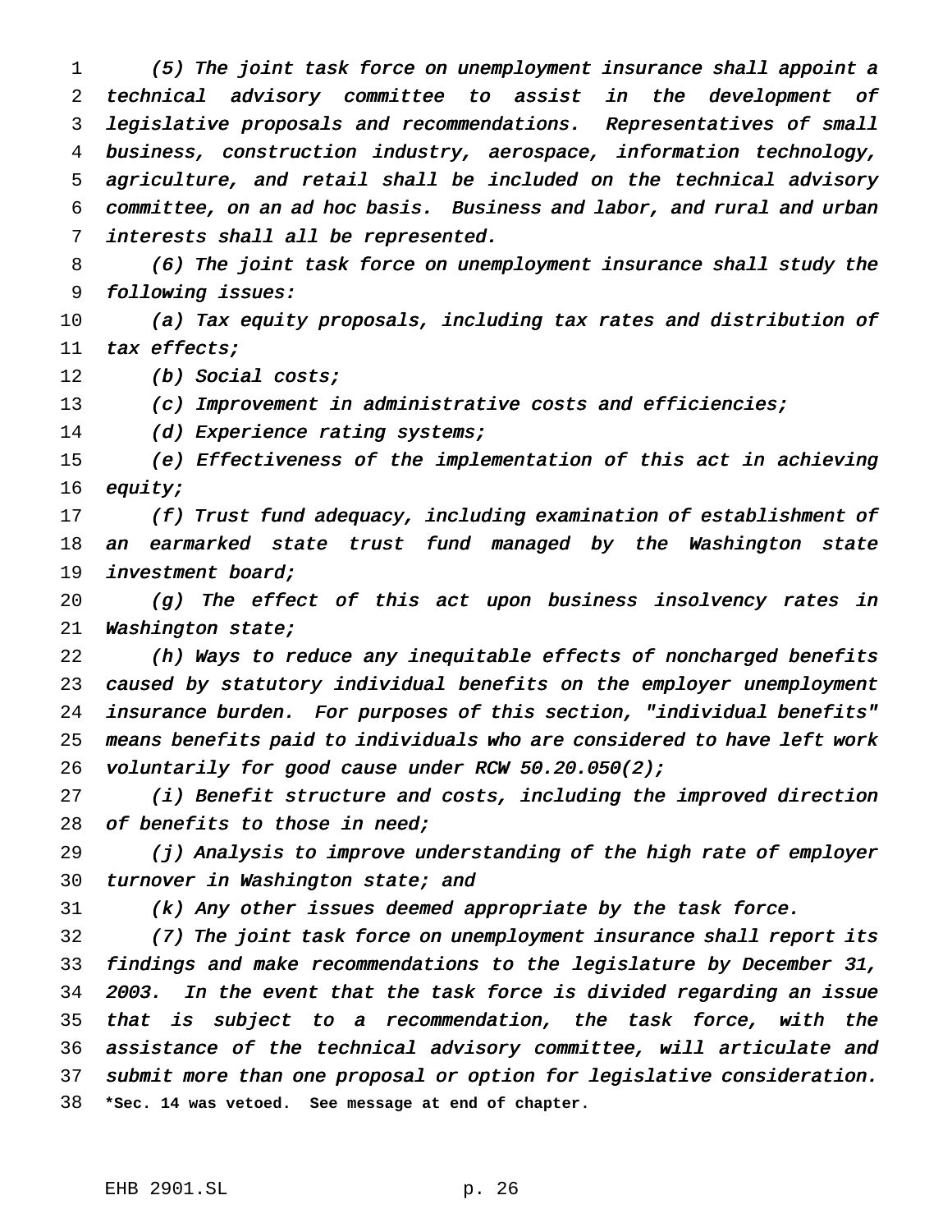*(5) The joint task force on unemployment insurance shall appoint a technical advisory committee to assist in the development of legislative proposals and recommendations. Representatives of small business, construction industry, aerospace, information technology, agriculture, and retail shall be included on the technical advisory committee, on an ad hoc basis. Business and labor, and rural and urban interests shall all be represented.*

*(6) The joint task force on unemployment insurance shall study the following issues:*

*(a) Tax equity proposals, including tax rates and distribution of tax effects;*

*(b) Social costs;*

*(c) Improvement in administrative costs and efficiencies;*

*(d) Experience rating systems;*

*(e) Effectiveness of the implementation of this act in achieving equity;*

*(f) Trust fund adequacy, including examination of establishment of an earmarked state trust fund managed by the Washington state investment board;*

*(g) The effect of this act upon business insolvency rates in Washington state;*

*(h) Ways to reduce any inequitable effects of noncharged benefits caused by statutory individual benefits on the employer unemployment insurance burden. For purposes of this section, "individual benefits" means benefits paid to individuals who are considered to have left work voluntarily for good cause under RCW 50.20.050(2);*

*(i) Benefit structure and costs, including the improved direction of benefits to those in need;*

*(j) Analysis to improve understanding of the high rate of employer turnover in Washington state; and*

*(k) Any other issues deemed appropriate by the task force.*

*(7) The joint task force on unemployment insurance shall report its findings and make recommendations to the legislature by December 31, 2003. In the event that the task force is divided regarding an issue that is subject to a recommendation, the task force, with the assistance of the technical advisory committee, will articulate and submit more than one proposal or option for legislative consideration.*

**\*Sec. 14 was vetoed. See message at end of chapter.**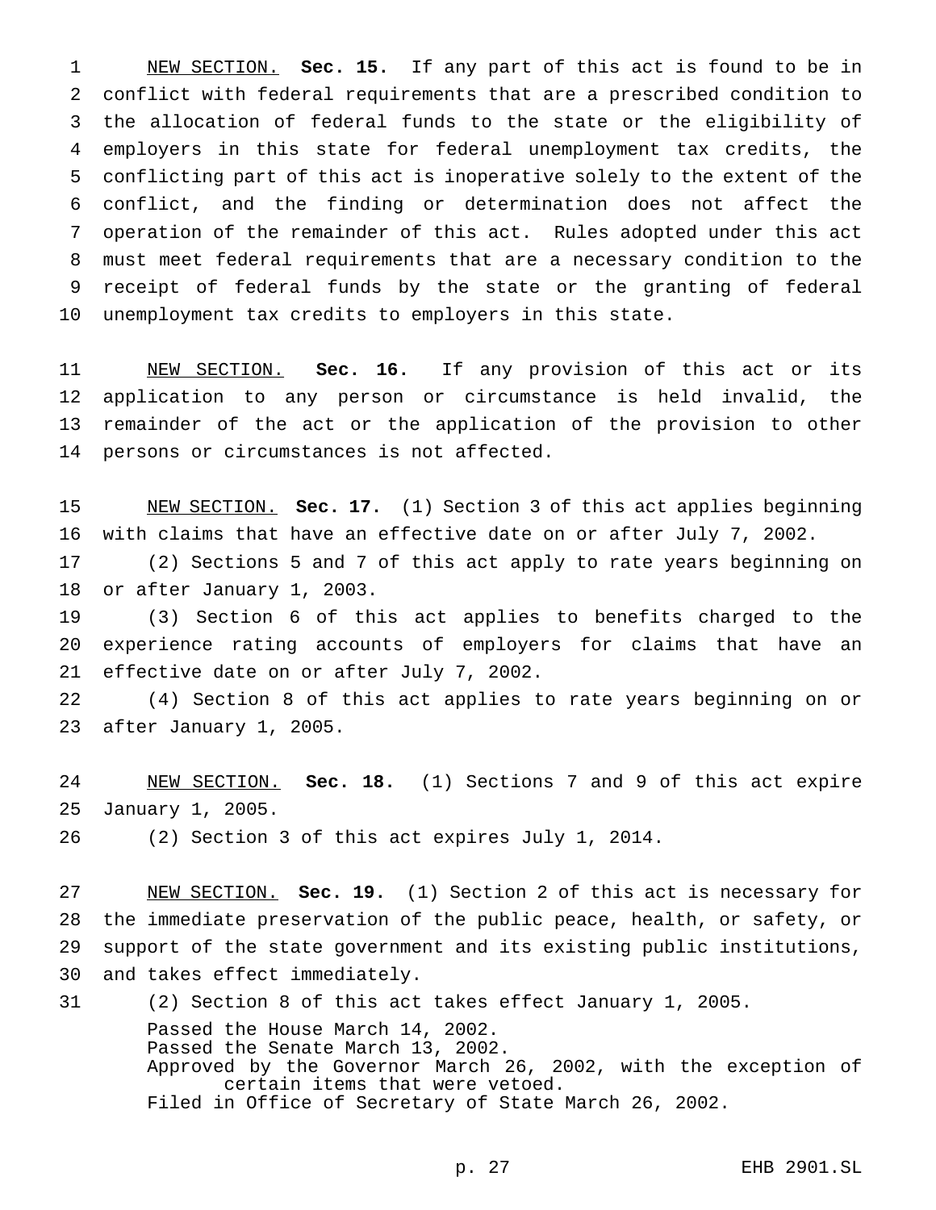NEW SECTION. **Sec. 15.** If any part of this act is found to be in conflict with federal requirements that are a prescribed condition to the allocation of federal funds to the state or the eligibility of employers in this state for federal unemployment tax credits, the conflicting part of this act is inoperative solely to the extent of the conflict, and the finding or determination does not affect the operation of the remainder of this act. Rules adopted under this act must meet federal requirements that are a necessary condition to the receipt of federal funds by the state or the granting of federal unemployment tax credits to employers in this state.

NEW SECTION. **Sec. 16.** If any provision of this act or its application to any person or circumstance is held invalid, the remainder of the act or the application of the provision to other persons or circumstances is not affected.

NEW SECTION. **Sec. 17.** (1) Section 3 of this act applies beginning with claims that have an effective date on or after July 7, 2002.

(2) Sections 5 and 7 of this act apply to rate years beginning on or after January 1, 2003.

(3) Section 6 of this act applies to benefits charged to the experience rating accounts of employers for claims that have an effective date on or after July 7, 2002.

(4) Section 8 of this act applies to rate years beginning on or after January 1, 2005.

NEW SECTION. **Sec. 18.** (1) Sections 7 and 9 of this act expire January 1, 2005.

(2) Section 3 of this act expires July 1, 2014.

NEW SECTION. **Sec. 19.** (1) Section 2 of this act is necessary for the immediate preservation of the public peace, health, or safety, or support of the state government and its existing public institutions, and takes effect immediately.

(2) Section 8 of this act takes effect January 1, 2005.

Passed the House March 14, 2002.
Passed the Senate March 13, 2002.
Approved by the Governor March 26, 2002, with the exception of certain items that were vetoed.
Filed in Office of Secretary of State March 26, 2002.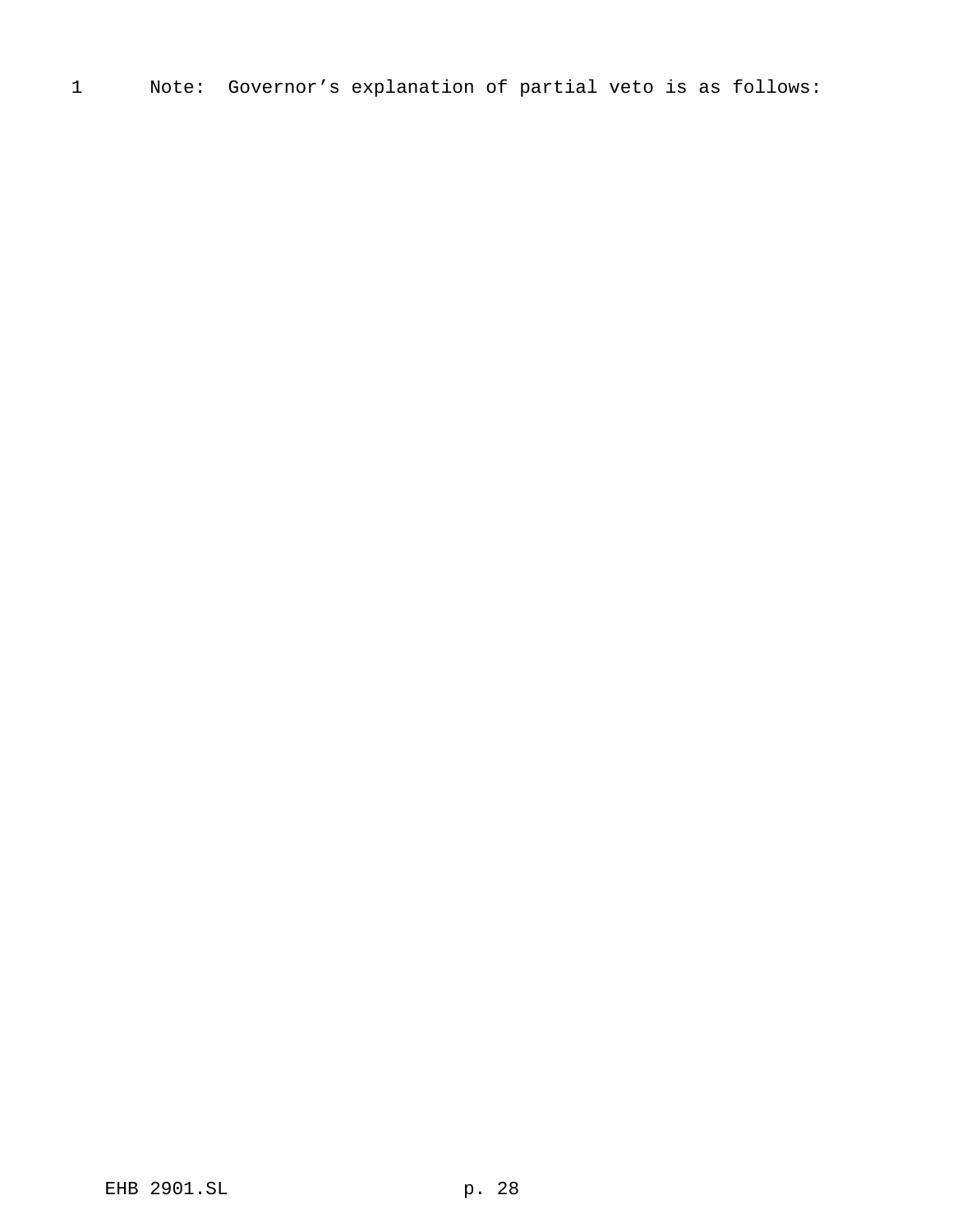Note: Governor’s explanation of partial veto is as follows: